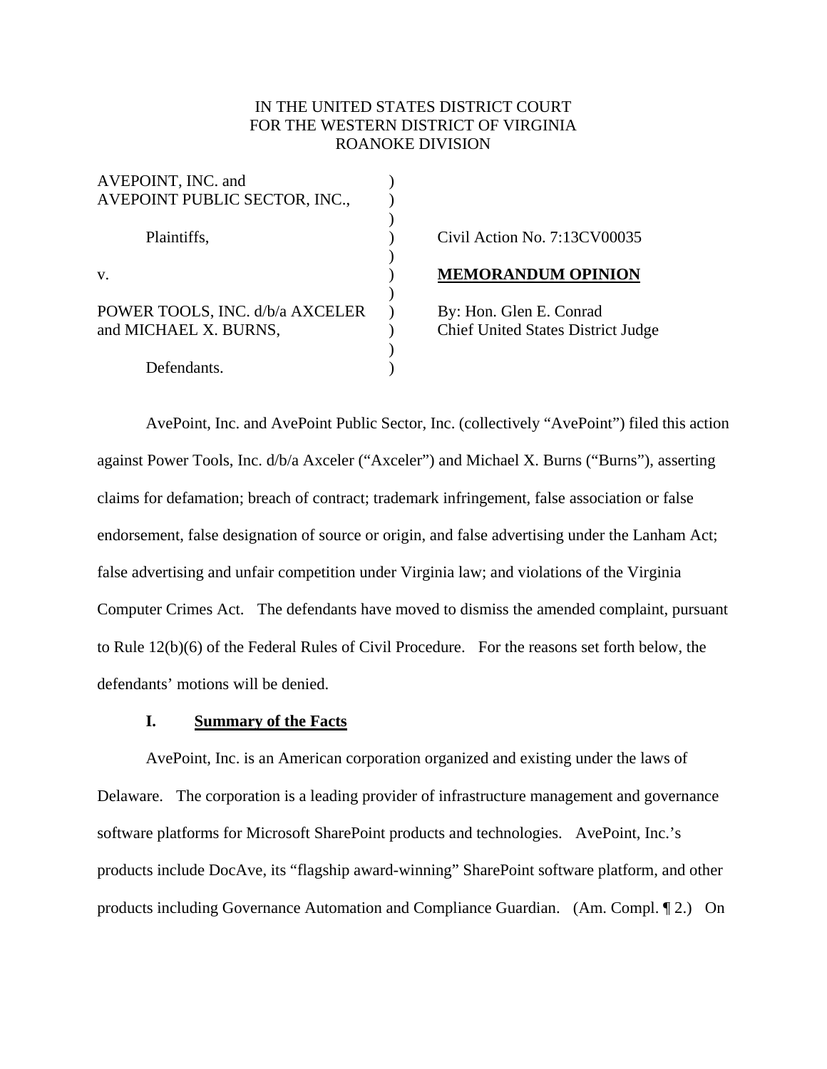IN THE UNITED STATES DISTRICT COURT
FOR THE WESTERN DISTRICT OF VIRGINIA
ROANOKE DIVISION

| | | |
|---|---|---|
| AVEPOINT, INC. and AVEPOINT PUBLIC SECTOR, INC., | ) | |
| Plaintiffs, | ) | Civil Action No. 7:13CV00035 |
| v. | ) | **MEMORANDUM OPINION** |
| POWER TOOLS, INC. d/b/a AXCELER and MICHAEL X. BURNS, | ) | By: Hon. Glen E. Conrad<br>Chief United States District Judge |
| Defendants. | ) | |

AvePoint, Inc. and AvePoint Public Sector, Inc. (collectively "AvePoint") filed this action against Power Tools, Inc. d/b/a Axceler ("Axceler") and Michael X. Burns ("Burns"), asserting claims for defamation; breach of contract; trademark infringement, false association or false endorsement, false designation of source or origin, and false advertising under the Lanham Act; false advertising and unfair competition under Virginia law; and violations of the Virginia Computer Crimes Act. The defendants have moved to dismiss the amended complaint, pursuant to Rule 12(b)(6) of the Federal Rules of Civil Procedure. For the reasons set forth below, the defendants' motions will be denied.

## I. Summary of the Facts

AvePoint, Inc. is an American corporation organized and existing under the laws of Delaware. The corporation is a leading provider of infrastructure management and governance software platforms for Microsoft SharePoint products and technologies. AvePoint, Inc.'s products include DocAve, its "flagship award-winning" SharePoint software platform, and other products including Governance Automation and Compliance Guardian. (Am. Compl. ¶ 2.) On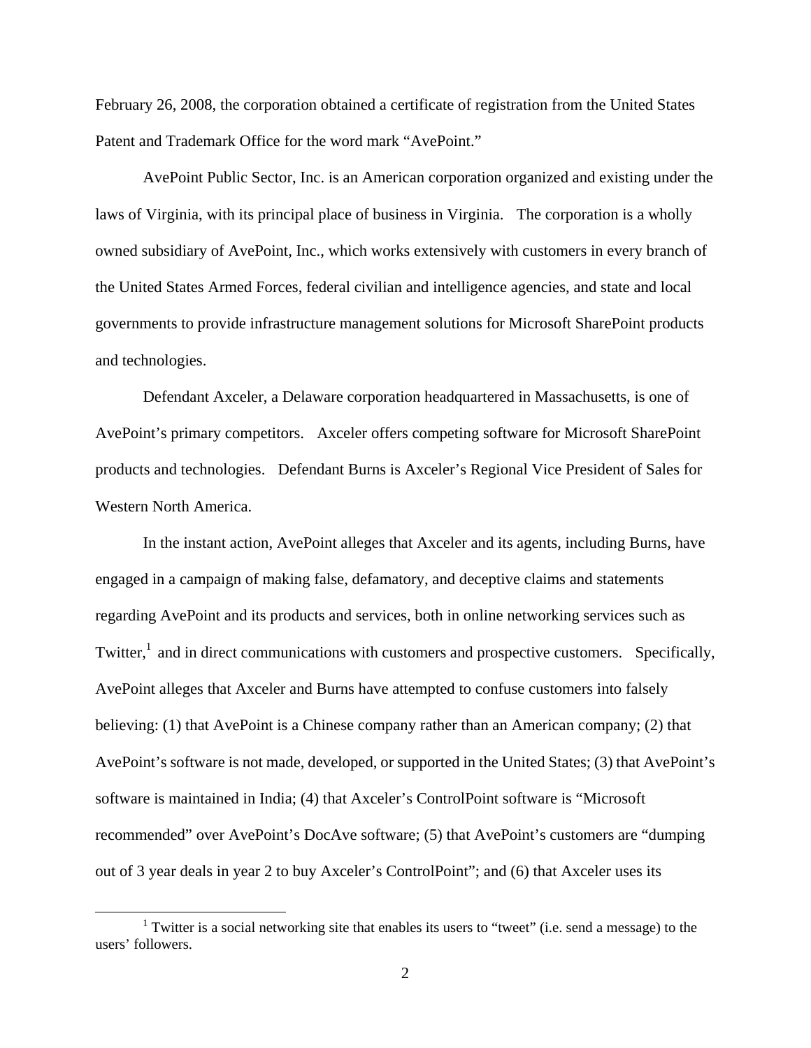February 26, 2008, the corporation obtained a certificate of registration from the United States Patent and Trademark Office for the word mark "AvePoint."

AvePoint Public Sector, Inc. is an American corporation organized and existing under the laws of Virginia, with its principal place of business in Virginia. The corporation is a wholly owned subsidiary of AvePoint, Inc., which works extensively with customers in every branch of the United States Armed Forces, federal civilian and intelligence agencies, and state and local governments to provide infrastructure management solutions for Microsoft SharePoint products and technologies.

Defendant Axceler, a Delaware corporation headquartered in Massachusetts, is one of AvePoint's primary competitors. Axceler offers competing software for Microsoft SharePoint products and technologies. Defendant Burns is Axceler's Regional Vice President of Sales for Western North America.

In the instant action, AvePoint alleges that Axceler and its agents, including Burns, have engaged in a campaign of making false, defamatory, and deceptive claims and statements regarding AvePoint and its products and services, both in online networking services such as Twitter,[1] and in direct communications with customers and prospective customers. Specifically, AvePoint alleges that Axceler and Burns have attempted to confuse customers into falsely believing: (1) that AvePoint is a Chinese company rather than an American company; (2) that AvePoint's software is not made, developed, or supported in the United States; (3) that AvePoint's software is maintained in India; (4) that Axceler's ControlPoint software is "Microsoft recommended" over AvePoint's DocAve software; (5) that AvePoint's customers are "dumping out of 3 year deals in year 2 to buy Axceler's ControlPoint"; and (6) that Axceler uses its

[1] Twitter is a social networking site that enables its users to "tweet" (i.e. send a message) to the users' followers.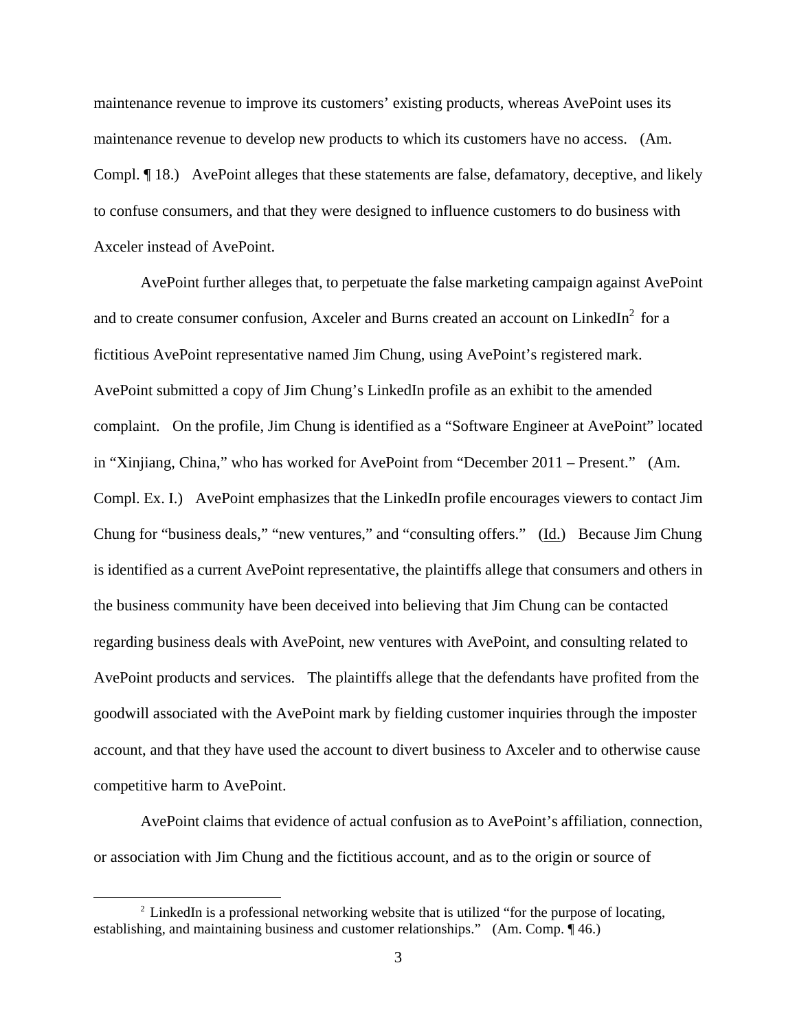maintenance revenue to improve its customers' existing products, whereas AvePoint uses its maintenance revenue to develop new products to which its customers have no access. (Am. Compl. ¶ 18.) AvePoint alleges that these statements are false, defamatory, deceptive, and likely to confuse consumers, and that they were designed to influence customers to do business with Axceler instead of AvePoint.

AvePoint further alleges that, to perpetuate the false marketing campaign against AvePoint and to create consumer confusion, Axceler and Burns created an account on LinkedIn[2] for a fictitious AvePoint representative named Jim Chung, using AvePoint's registered mark. AvePoint submitted a copy of Jim Chung's LinkedIn profile as an exhibit to the amended complaint. On the profile, Jim Chung is identified as a "Software Engineer at AvePoint" located in "Xinjiang, China," who has worked for AvePoint from "December 2011 – Present." (Am. Compl. Ex. I.) AvePoint emphasizes that the LinkedIn profile encourages viewers to contact Jim Chung for "business deals," "new ventures," and "consulting offers." (Id.) Because Jim Chung is identified as a current AvePoint representative, the plaintiffs allege that consumers and others in the business community have been deceived into believing that Jim Chung can be contacted regarding business deals with AvePoint, new ventures with AvePoint, and consulting related to AvePoint products and services. The plaintiffs allege that the defendants have profited from the goodwill associated with the AvePoint mark by fielding customer inquiries through the imposter account, and that they have used the account to divert business to Axceler and to otherwise cause competitive harm to AvePoint.

AvePoint claims that evidence of actual confusion as to AvePoint's affiliation, connection, or association with Jim Chung and the fictitious account, and as to the origin or source of

[2] LinkedIn is a professional networking website that is utilized "for the purpose of locating, establishing, and maintaining business and customer relationships." (Am. Comp. ¶ 46.)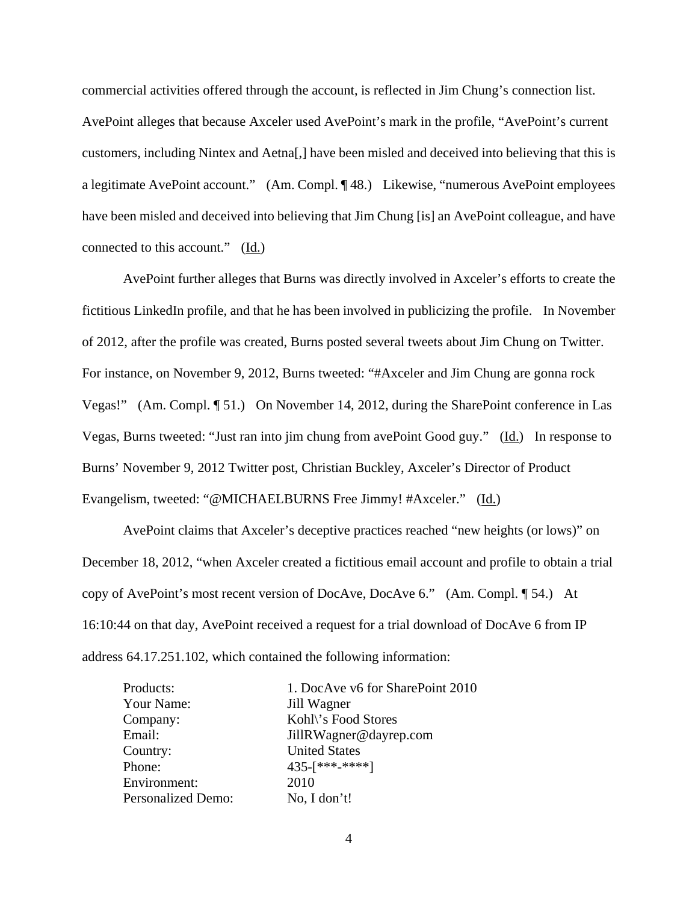commercial activities offered through the account, is reflected in Jim Chung's connection list. AvePoint alleges that because Axceler used AvePoint's mark in the profile, "AvePoint's current customers, including Nintex and Aetna[,] have been misled and deceived into believing that this is a legitimate AvePoint account." (Am. Compl. ¶ 48.) Likewise, "numerous AvePoint employees have been misled and deceived into believing that Jim Chung [is] an AvePoint colleague, and have connected to this account." (Id.)

AvePoint further alleges that Burns was directly involved in Axceler's efforts to create the fictitious LinkedIn profile, and that he has been involved in publicizing the profile. In November of 2012, after the profile was created, Burns posted several tweets about Jim Chung on Twitter. For instance, on November 9, 2012, Burns tweeted: "#Axceler and Jim Chung are gonna rock Vegas!" (Am. Compl. ¶ 51.) On November 14, 2012, during the SharePoint conference in Las Vegas, Burns tweeted: "Just ran into jim chung from avePoint Good guy." (Id.) In response to Burns' November 9, 2012 Twitter post, Christian Buckley, Axceler's Director of Product Evangelism, tweeted: "@MICHAELBURNS Free Jimmy! #Axceler." (Id.)

AvePoint claims that Axceler's deceptive practices reached "new heights (or lows)" on December 18, 2012, "when Axceler created a fictitious email account and profile to obtain a trial copy of AvePoint's most recent version of DocAve, DocAve 6." (Am. Compl. ¶ 54.) At 16:10:44 on that day, AvePoint received a request for a trial download of DocAve 6 from IP address 64.17.251.102, which contained the following information:

| | |
|---|---|
| Products: | 1. DocAve v6 for SharePoint 2010 |
| Your Name: | Jill Wagner |
| Company: | Kohl\'s Food Stores |
| Email: | JillRWagner@dayrep.com |
| Country: | United States |
| Phone: | 435-[***-****] |
| Environment: | 2010 |
| Personalized Demo: | No, I don't! |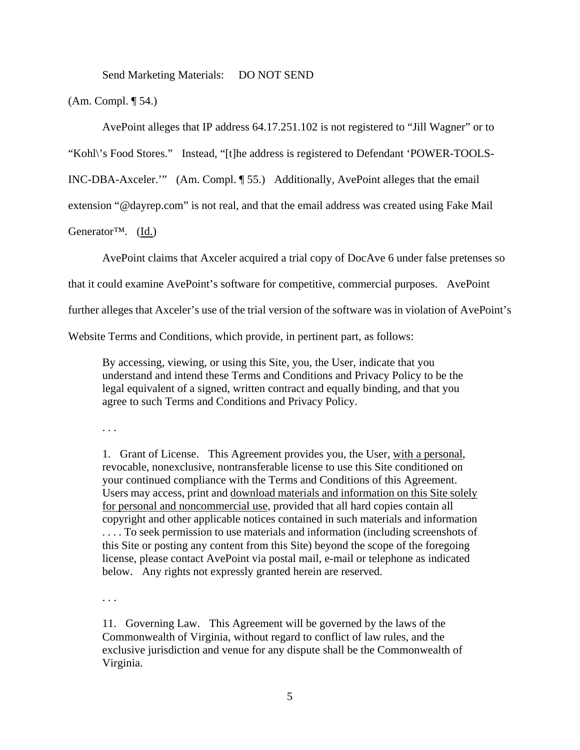Send Marketing Materials: DO NOT SEND

(Am. Compl. ¶ 54.)

AvePoint alleges that IP address 64.17.251.102 is not registered to "Jill Wagner" or to "Kohl\'s Food Stores." Instead, "[t]he address is registered to Defendant 'POWER-TOOLS-INC-DBA-Axceler.'" (Am. Compl. ¶ 55.) Additionally, AvePoint alleges that the email extension "@dayrep.com" is not real, and that the email address was created using Fake Mail Generator™. (Id.)

AvePoint claims that Axceler acquired a trial copy of DocAve 6 under false pretenses so that it could examine AvePoint's software for competitive, commercial purposes. AvePoint further alleges that Axceler's use of the trial version of the software was in violation of AvePoint's Website Terms and Conditions, which provide, in pertinent part, as follows:

> By accessing, viewing, or using this Site, you, the User, indicate that you understand and intend these Terms and Conditions and Privacy Policy to be the legal equivalent of a signed, written contract and equally binding, and that you agree to such Terms and Conditions and Privacy Policy.
>
> . . .
>
> 1. Grant of License. This Agreement provides you, the User, with a personal, revocable, nonexclusive, nontransferable license to use this Site conditioned on your continued compliance with the Terms and Conditions of this Agreement. Users may access, print and download materials and information on this Site solely for personal and noncommercial use, provided that all hard copies contain all copyright and other applicable notices contained in such materials and information . . . . To seek permission to use materials and information (including screenshots of this Site or posting any content from this Site) beyond the scope of the foregoing license, please contact AvePoint via postal mail, e-mail or telephone as indicated below. Any rights not expressly granted herein are reserved.
>
> . . .
>
> 11. Governing Law. This Agreement will be governed by the laws of the Commonwealth of Virginia, without regard to conflict of law rules, and the exclusive jurisdiction and venue for any dispute shall be the Commonwealth of Virginia.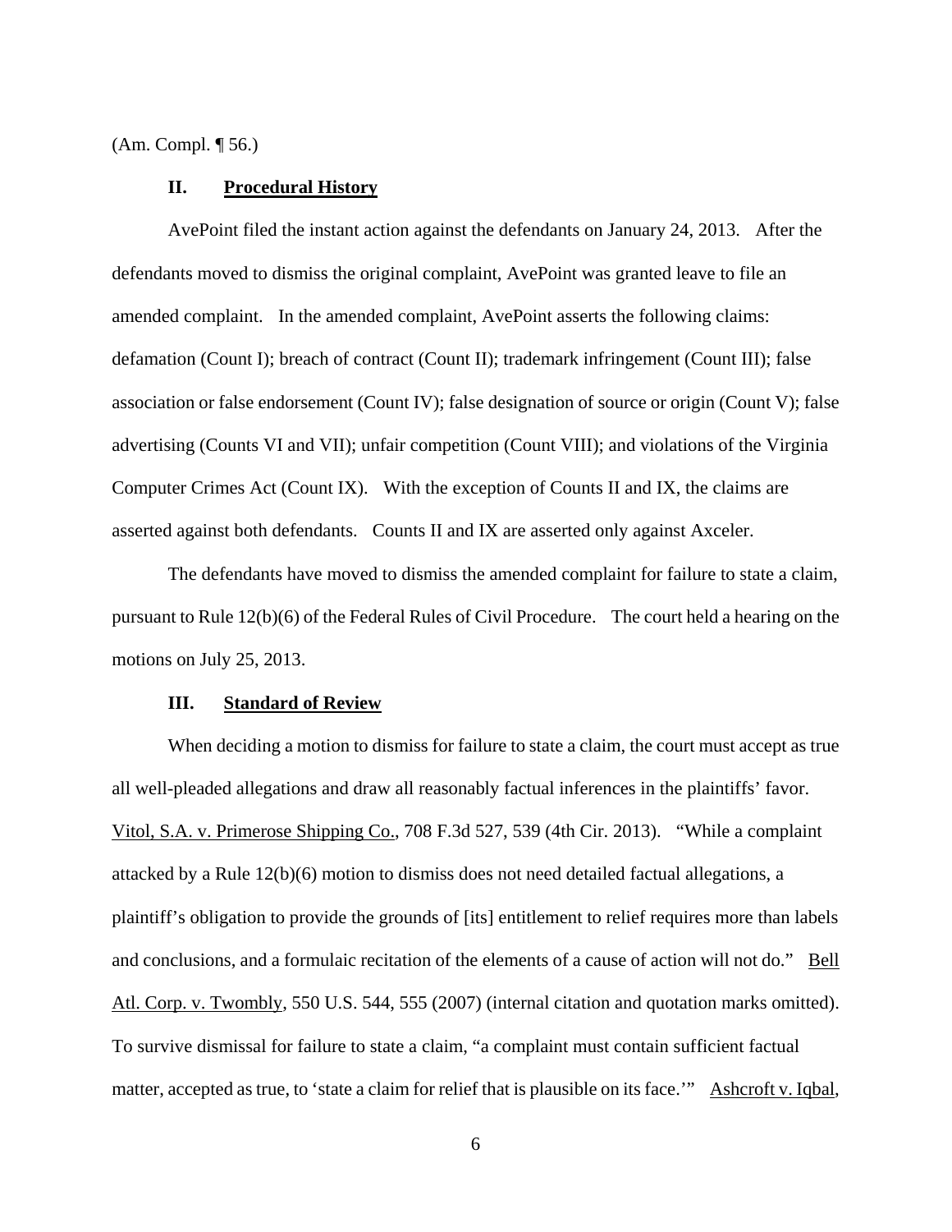(Am. Compl. ¶ 56.)

## II. Procedural History

AvePoint filed the instant action against the defendants on January 24, 2013. After the defendants moved to dismiss the original complaint, AvePoint was granted leave to file an amended complaint. In the amended complaint, AvePoint asserts the following claims: defamation (Count I); breach of contract (Count II); trademark infringement (Count III); false association or false endorsement (Count IV); false designation of source or origin (Count V); false advertising (Counts VI and VII); unfair competition (Count VIII); and violations of the Virginia Computer Crimes Act (Count IX). With the exception of Counts II and IX, the claims are asserted against both defendants. Counts II and IX are asserted only against Axceler.

The defendants have moved to dismiss the amended complaint for failure to state a claim, pursuant to Rule 12(b)(6) of the Federal Rules of Civil Procedure. The court held a hearing on the motions on July 25, 2013.

## III. Standard of Review

When deciding a motion to dismiss for failure to state a claim, the court must accept as true all well-pleaded allegations and draw all reasonably factual inferences in the plaintiffs' favor. Vitol, S.A. v. Primerose Shipping Co., 708 F.3d 527, 539 (4th Cir. 2013). "While a complaint attacked by a Rule 12(b)(6) motion to dismiss does not need detailed factual allegations, a plaintiff's obligation to provide the grounds of [its] entitlement to relief requires more than labels and conclusions, and a formulaic recitation of the elements of a cause of action will not do." Bell Atl. Corp. v. Twombly, 550 U.S. 544, 555 (2007) (internal citation and quotation marks omitted). To survive dismissal for failure to state a claim, "a complaint must contain sufficient factual matter, accepted as true, to 'state a claim for relief that is plausible on its face.'" Ashcroft v. Iqbal,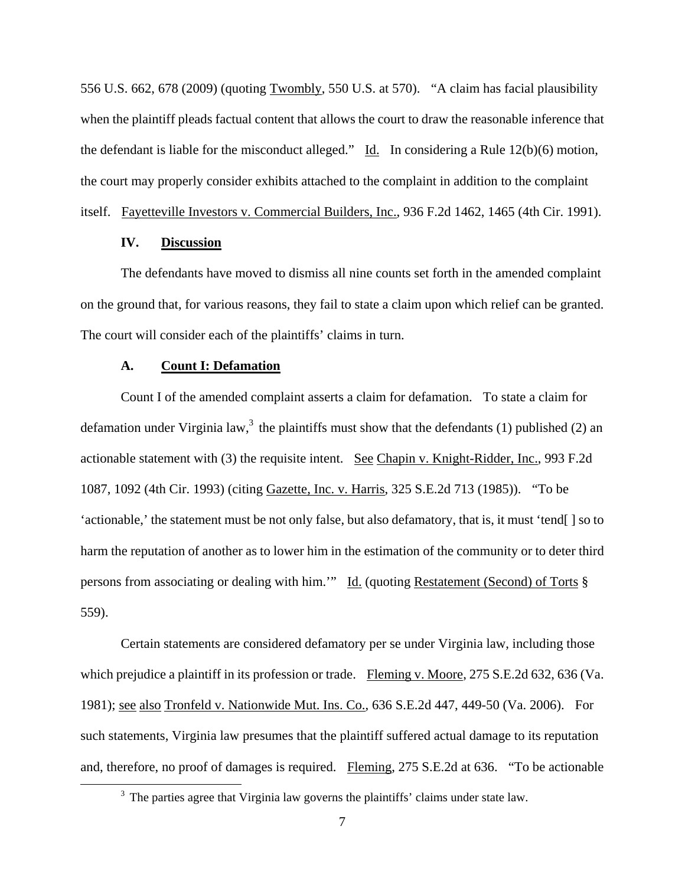556 U.S. 662, 678 (2009) (quoting Twombly, 550 U.S. at 570). "A claim has facial plausibility when the plaintiff pleads factual content that allows the court to draw the reasonable inference that the defendant is liable for the misconduct alleged." Id. In considering a Rule 12(b)(6) motion, the court may properly consider exhibits attached to the complaint in addition to the complaint itself. Fayetteville Investors v. Commercial Builders, Inc., 936 F.2d 1462, 1465 (4th Cir. 1991).

## IV. Discussion

The defendants have moved to dismiss all nine counts set forth in the amended complaint on the ground that, for various reasons, they fail to state a claim upon which relief can be granted. The court will consider each of the plaintiffs' claims in turn.

### A. Count I: Defamation

Count I of the amended complaint asserts a claim for defamation. To state a claim for defamation under Virginia law,[3] the plaintiffs must show that the defendants (1) published (2) an actionable statement with (3) the requisite intent. See Chapin v. Knight-Ridder, Inc., 993 F.2d 1087, 1092 (4th Cir. 1993) (citing Gazette, Inc. v. Harris, 325 S.E.2d 713 (1985)). "To be 'actionable,' the statement must be not only false, but also defamatory, that is, it must 'tend[ ] so to harm the reputation of another as to lower him in the estimation of the community or to deter third persons from associating or dealing with him.'" Id. (quoting Restatement (Second) of Torts § 559).

Certain statements are considered defamatory per se under Virginia law, including those which prejudice a plaintiff in its profession or trade. Fleming v. Moore, 275 S.E.2d 632, 636 (Va. 1981); see also Tronfeld v. Nationwide Mut. Ins. Co., 636 S.E.2d 447, 449-50 (Va. 2006). For such statements, Virginia law presumes that the plaintiff suffered actual damage to its reputation and, therefore, no proof of damages is required. Fleming, 275 S.E.2d at 636. "To be actionable

[3] The parties agree that Virginia law governs the plaintiffs' claims under state law.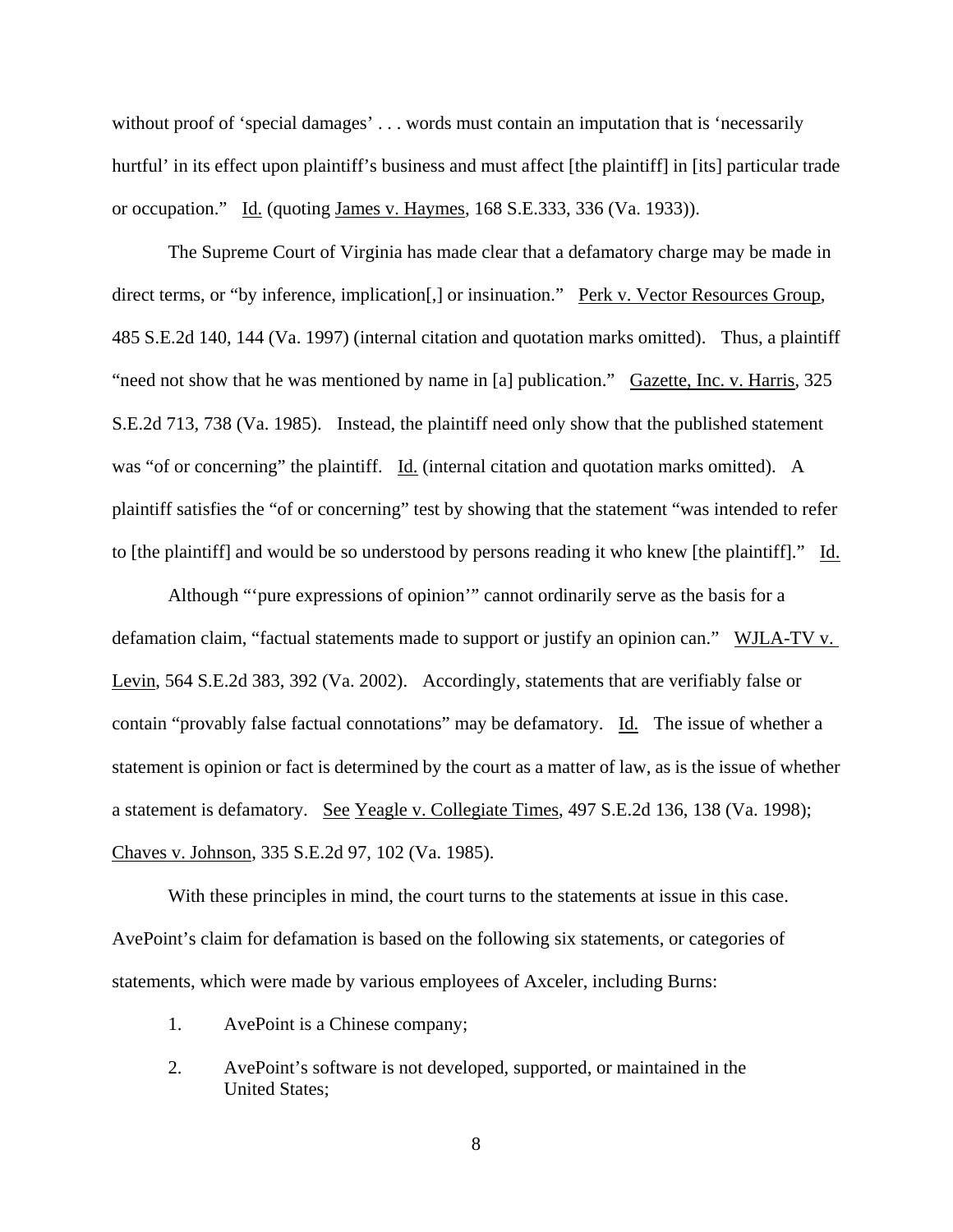without proof of 'special damages' . . . words must contain an imputation that is 'necessarily hurtful' in its effect upon plaintiff's business and must affect [the plaintiff] in [its] particular trade or occupation." Id. (quoting James v. Haymes, 168 S.E.333, 336 (Va. 1933)).

The Supreme Court of Virginia has made clear that a defamatory charge may be made in direct terms, or "by inference, implication[,] or insinuation." Perk v. Vector Resources Group, 485 S.E.2d 140, 144 (Va. 1997) (internal citation and quotation marks omitted). Thus, a plaintiff "need not show that he was mentioned by name in [a] publication." Gazette, Inc. v. Harris, 325 S.E.2d 713, 738 (Va. 1985). Instead, the plaintiff need only show that the published statement was "of or concerning" the plaintiff. Id. (internal citation and quotation marks omitted). A plaintiff satisfies the "of or concerning" test by showing that the statement "was intended to refer to [the plaintiff] and would be so understood by persons reading it who knew [the plaintiff]." Id.

Although "'pure expressions of opinion'" cannot ordinarily serve as the basis for a defamation claim, "factual statements made to support or justify an opinion can." WJLA-TV v. Levin, 564 S.E.2d 383, 392 (Va. 2002). Accordingly, statements that are verifiably false or contain "provably false factual connotations" may be defamatory. Id. The issue of whether a statement is opinion or fact is determined by the court as a matter of law, as is the issue of whether a statement is defamatory. See Yeagle v. Collegiate Times, 497 S.E.2d 136, 138 (Va. 1998); Chaves v. Johnson, 335 S.E.2d 97, 102 (Va. 1985).

With these principles in mind, the court turns to the statements at issue in this case. AvePoint's claim for defamation is based on the following six statements, or categories of statements, which were made by various employees of Axceler, including Burns:

1. AvePoint is a Chinese company;
2. AvePoint's software is not developed, supported, or maintained in the United States;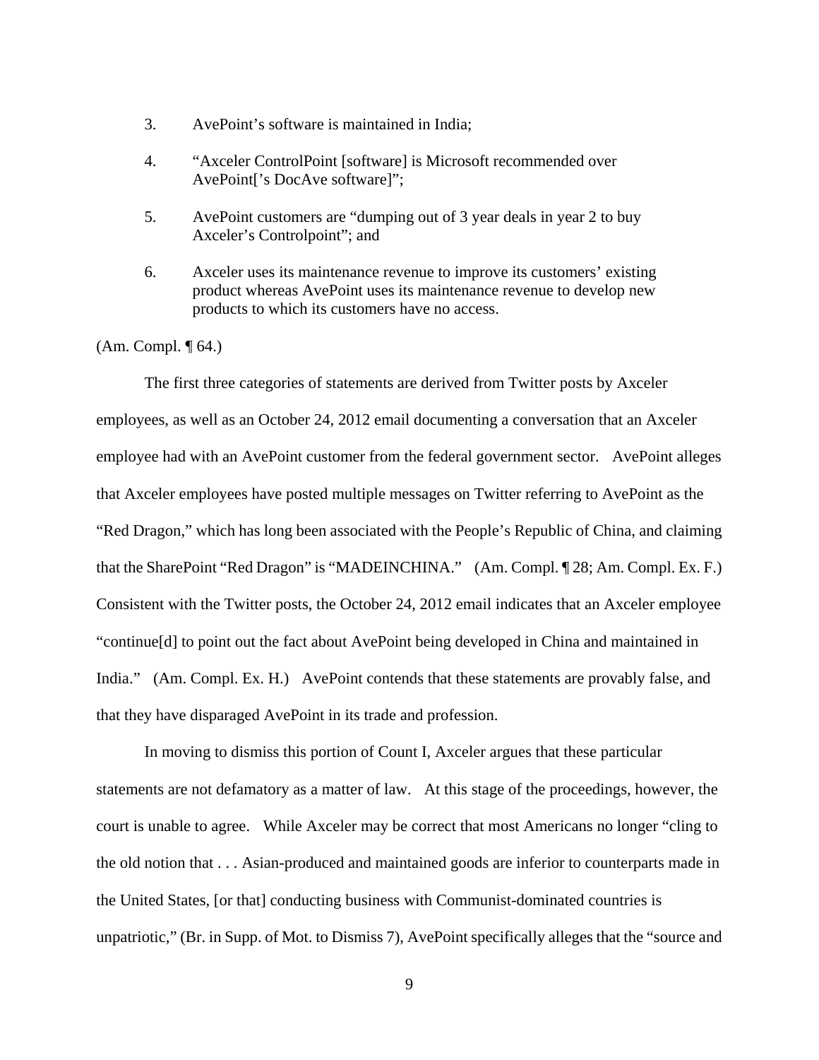3. AvePoint's software is maintained in India;

4. "Axceler ControlPoint [software] is Microsoft recommended over AvePoint['s DocAve software]";

5. AvePoint customers are "dumping out of 3 year deals in year 2 to buy Axceler's Controlpoint"; and

6. Axceler uses its maintenance revenue to improve its customers' existing product whereas AvePoint uses its maintenance revenue to develop new products to which its customers have no access.

(Am. Compl. ¶ 64.)

The first three categories of statements are derived from Twitter posts by Axceler employees, as well as an October 24, 2012 email documenting a conversation that an Axceler employee had with an AvePoint customer from the federal government sector. AvePoint alleges that Axceler employees have posted multiple messages on Twitter referring to AvePoint as the "Red Dragon," which has long been associated with the People's Republic of China, and claiming that the SharePoint "Red Dragon" is "MADEINCHINA." (Am. Compl. ¶ 28; Am. Compl. Ex. F.) Consistent with the Twitter posts, the October 24, 2012 email indicates that an Axceler employee "continue[d] to point out the fact about AvePoint being developed in China and maintained in India." (Am. Compl. Ex. H.) AvePoint contends that these statements are provably false, and that they have disparaged AvePoint in its trade and profession.

In moving to dismiss this portion of Count I, Axceler argues that these particular statements are not defamatory as a matter of law. At this stage of the proceedings, however, the court is unable to agree. While Axceler may be correct that most Americans no longer "cling to the old notion that . . . Asian-produced and maintained goods are inferior to counterparts made in the United States, [or that] conducting business with Communist-dominated countries is unpatriotic," (Br. in Supp. of Mot. to Dismiss 7), AvePoint specifically alleges that the "source and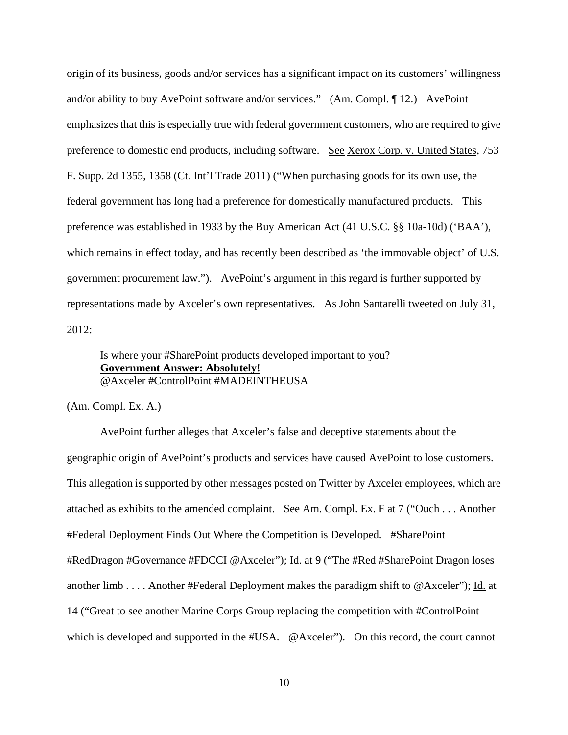origin of its business, goods and/or services has a significant impact on its customers' willingness and/or ability to buy AvePoint software and/or services." (Am. Compl. ¶ 12.) AvePoint emphasizes that this is especially true with federal government customers, who are required to give preference to domestic end products, including software. See Xerox Corp. v. United States, 753 F. Supp. 2d 1355, 1358 (Ct. Int'l Trade 2011) ("When purchasing goods for its own use, the federal government has long had a preference for domestically manufactured products. This preference was established in 1933 by the Buy American Act (41 U.S.C. §§ 10a-10d) ('BAA'), which remains in effect today, and has recently been described as 'the immovable object' of U.S. government procurement law."). AvePoint's argument in this regard is further supported by representations made by Axceler's own representatives. As John Santarelli tweeted on July 31, 2012:

> Is where your #SharePoint products developed important to you?
> **Government Answer: Absolutely!**
> @Axceler #ControlPoint #MADEINTHEUSA

(Am. Compl. Ex. A.)

AvePoint further alleges that Axceler's false and deceptive statements about the geographic origin of AvePoint's products and services have caused AvePoint to lose customers. This allegation is supported by other messages posted on Twitter by Axceler employees, which are attached as exhibits to the amended complaint. See Am. Compl. Ex. F at 7 ("Ouch . . . Another #Federal Deployment Finds Out Where the Competition is Developed. #SharePoint #RedDragon #Governance #FDCCI @Axceler"); Id. at 9 ("The #Red #SharePoint Dragon loses another limb . . . . Another #Federal Deployment makes the paradigm shift to @Axceler"); Id. at 14 ("Great to see another Marine Corps Group replacing the competition with #ControlPoint which is developed and supported in the #USA. @Axceler"). On this record, the court cannot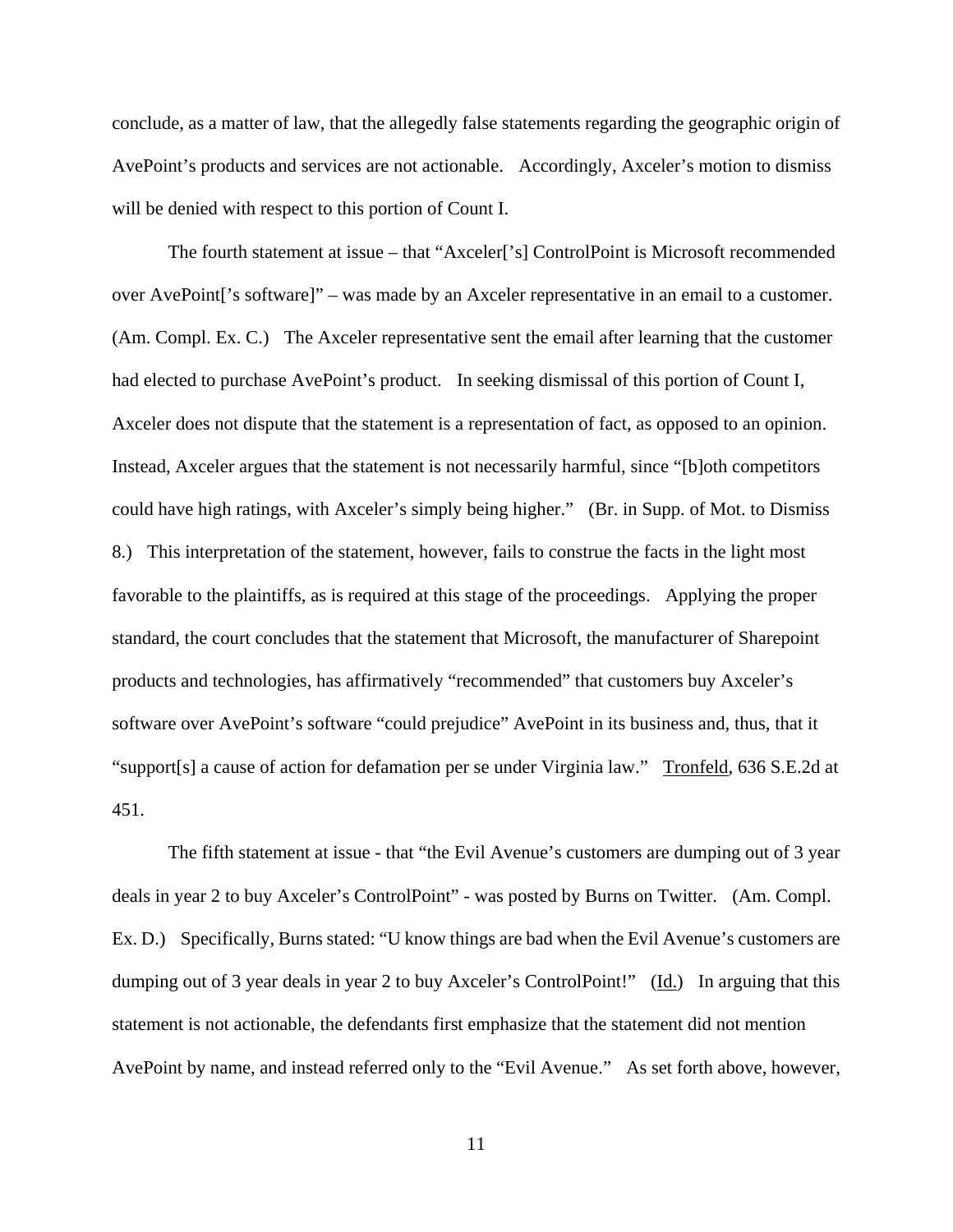conclude, as a matter of law, that the allegedly false statements regarding the geographic origin of AvePoint's products and services are not actionable. Accordingly, Axceler's motion to dismiss will be denied with respect to this portion of Count I.

The fourth statement at issue – that "Axceler['s] ControlPoint is Microsoft recommended over AvePoint['s software]" – was made by an Axceler representative in an email to a customer. (Am. Compl. Ex. C.) The Axceler representative sent the email after learning that the customer had elected to purchase AvePoint's product. In seeking dismissal of this portion of Count I, Axceler does not dispute that the statement is a representation of fact, as opposed to an opinion. Instead, Axceler argues that the statement is not necessarily harmful, since "[b]oth competitors could have high ratings, with Axceler's simply being higher." (Br. in Supp. of Mot. to Dismiss 8.) This interpretation of the statement, however, fails to construe the facts in the light most favorable to the plaintiffs, as is required at this stage of the proceedings. Applying the proper standard, the court concludes that the statement that Microsoft, the manufacturer of Sharepoint products and technologies, has affirmatively "recommended" that customers buy Axceler's software over AvePoint's software "could prejudice" AvePoint in its business and, thus, that it "support[s] a cause of action for defamation per se under Virginia law." Tronfeld, 636 S.E.2d at 451.

The fifth statement at issue - that "the Evil Avenue's customers are dumping out of 3 year deals in year 2 to buy Axceler's ControlPoint" - was posted by Burns on Twitter. (Am. Compl. Ex. D.) Specifically, Burns stated: "U know things are bad when the Evil Avenue's customers are dumping out of 3 year deals in year 2 to buy Axceler's ControlPoint!" (Id.) In arguing that this statement is not actionable, the defendants first emphasize that the statement did not mention AvePoint by name, and instead referred only to the "Evil Avenue." As set forth above, however,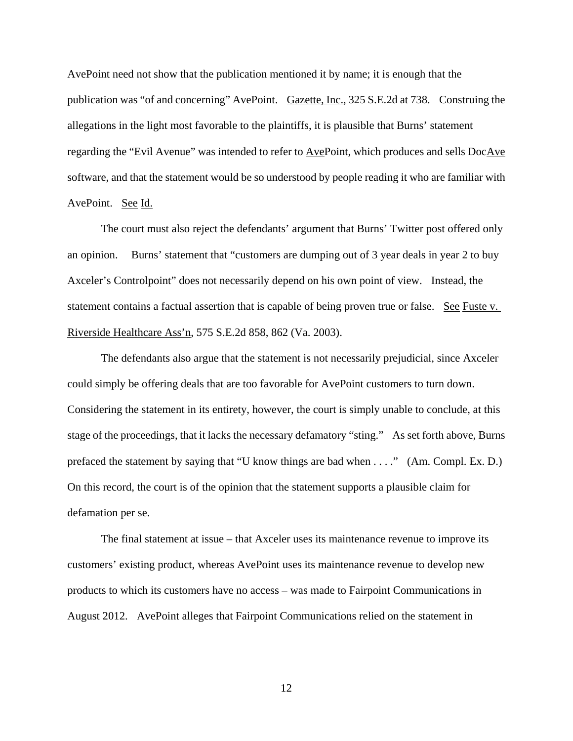AvePoint need not show that the publication mentioned it by name; it is enough that the publication was "of and concerning" AvePoint. Gazette, Inc., 325 S.E.2d at 738. Construing the allegations in the light most favorable to the plaintiffs, it is plausible that Burns' statement regarding the "Evil Avenue" was intended to refer to AvePoint, which produces and sells DocAve software, and that the statement would be so understood by people reading it who are familiar with AvePoint. See Id.

The court must also reject the defendants' argument that Burns' Twitter post offered only an opinion. Burns' statement that "customers are dumping out of 3 year deals in year 2 to buy Axceler's Controlpoint" does not necessarily depend on his own point of view. Instead, the statement contains a factual assertion that is capable of being proven true or false. See Fuste v. Riverside Healthcare Ass'n, 575 S.E.2d 858, 862 (Va. 2003).

The defendants also argue that the statement is not necessarily prejudicial, since Axceler could simply be offering deals that are too favorable for AvePoint customers to turn down. Considering the statement in its entirety, however, the court is simply unable to conclude, at this stage of the proceedings, that it lacks the necessary defamatory "sting." As set forth above, Burns prefaced the statement by saying that "U know things are bad when . . . ." (Am. Compl. Ex. D.) On this record, the court is of the opinion that the statement supports a plausible claim for defamation per se.

The final statement at issue – that Axceler uses its maintenance revenue to improve its customers' existing product, whereas AvePoint uses its maintenance revenue to develop new products to which its customers have no access – was made to Fairpoint Communications in August 2012. AvePoint alleges that Fairpoint Communications relied on the statement in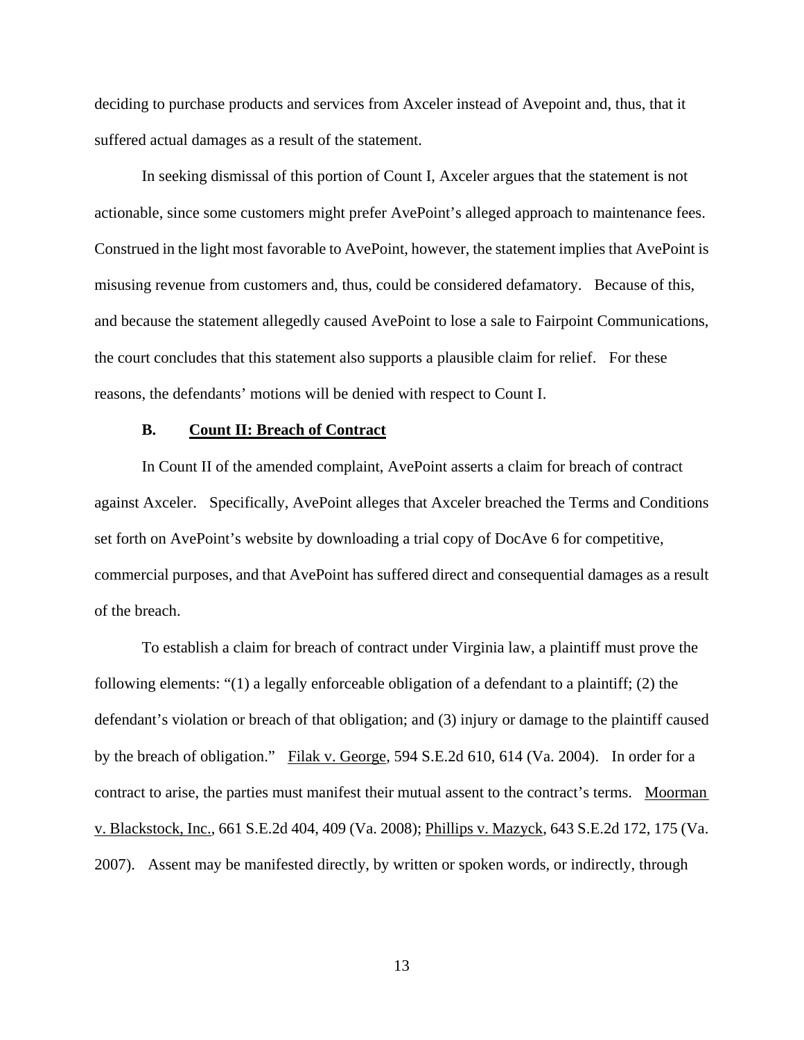deciding to purchase products and services from Axceler instead of Avepoint and, thus, that it suffered actual damages as a result of the statement.

In seeking dismissal of this portion of Count I, Axceler argues that the statement is not actionable, since some customers might prefer AvePoint's alleged approach to maintenance fees. Construed in the light most favorable to AvePoint, however, the statement implies that AvePoint is misusing revenue from customers and, thus, could be considered defamatory. Because of this, and because the statement allegedly caused AvePoint to lose a sale to Fairpoint Communications, the court concludes that this statement also supports a plausible claim for relief. For these reasons, the defendants' motions will be denied with respect to Count I.

### B. Count II: Breach of Contract

In Count II of the amended complaint, AvePoint asserts a claim for breach of contract against Axceler. Specifically, AvePoint alleges that Axceler breached the Terms and Conditions set forth on AvePoint's website by downloading a trial copy of DocAve 6 for competitive, commercial purposes, and that AvePoint has suffered direct and consequential damages as a result of the breach.

To establish a claim for breach of contract under Virginia law, a plaintiff must prove the following elements: "(1) a legally enforceable obligation of a defendant to a plaintiff; (2) the defendant's violation or breach of that obligation; and (3) injury or damage to the plaintiff caused by the breach of obligation." Filak v. George, 594 S.E.2d 610, 614 (Va. 2004). In order for a contract to arise, the parties must manifest their mutual assent to the contract's terms. Moorman v. Blackstock, Inc., 661 S.E.2d 404, 409 (Va. 2008); Phillips v. Mazyck, 643 S.E.2d 172, 175 (Va. 2007). Assent may be manifested directly, by written or spoken words, or indirectly, through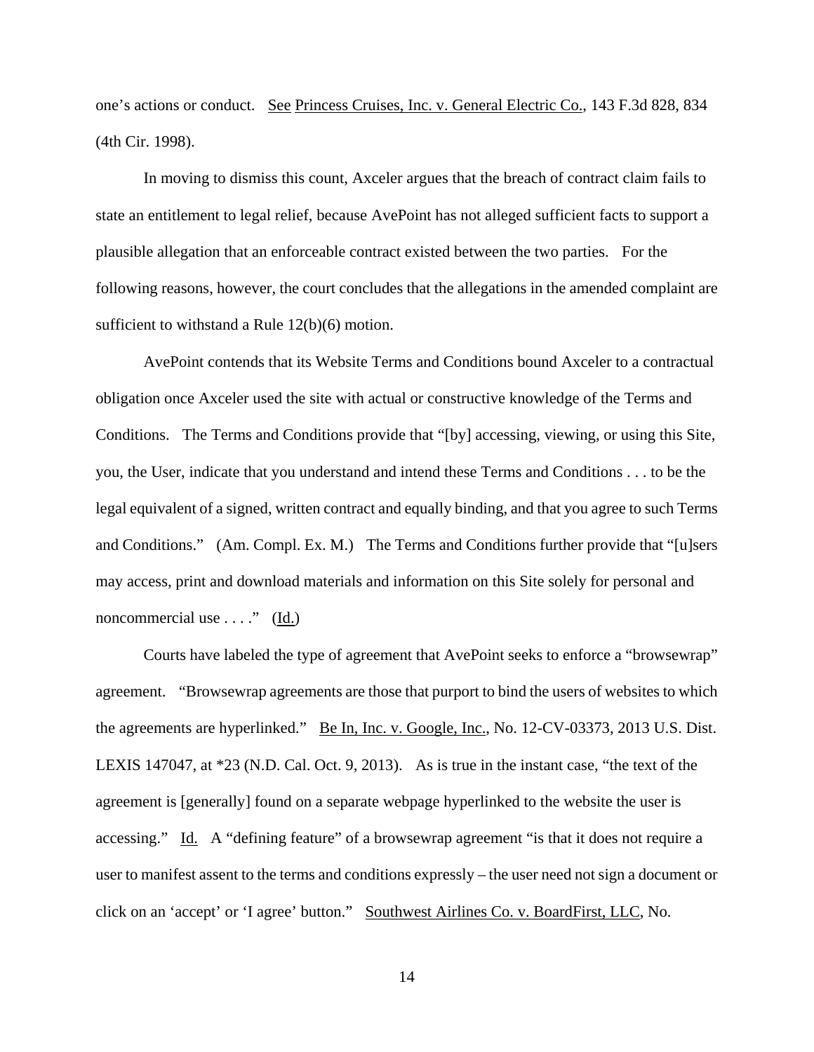one's actions or conduct. See Princess Cruises, Inc. v. General Electric Co., 143 F.3d 828, 834 (4th Cir. 1998).

In moving to dismiss this count, Axceler argues that the breach of contract claim fails to state an entitlement to legal relief, because AvePoint has not alleged sufficient facts to support a plausible allegation that an enforceable contract existed between the two parties. For the following reasons, however, the court concludes that the allegations in the amended complaint are sufficient to withstand a Rule 12(b)(6) motion.

AvePoint contends that its Website Terms and Conditions bound Axceler to a contractual obligation once Axceler used the site with actual or constructive knowledge of the Terms and Conditions. The Terms and Conditions provide that "[by] accessing, viewing, or using this Site, you, the User, indicate that you understand and intend these Terms and Conditions . . . to be the legal equivalent of a signed, written contract and equally binding, and that you agree to such Terms and Conditions." (Am. Compl. Ex. M.) The Terms and Conditions further provide that "[u]sers may access, print and download materials and information on this Site solely for personal and noncommercial use . . . ." (Id.)

Courts have labeled the type of agreement that AvePoint seeks to enforce a "browsewrap" agreement. "Browsewrap agreements are those that purport to bind the users of websites to which the agreements are hyperlinked." Be In, Inc. v. Google, Inc., No. 12-CV-03373, 2013 U.S. Dist. LEXIS 147047, at *23 (N.D. Cal. Oct. 9, 2013). As is true in the instant case, "the text of the agreement is [generally] found on a separate webpage hyperlinked to the website the user is accessing." Id. A "defining feature" of a browsewrap agreement "is that it does not require a user to manifest assent to the terms and conditions expressly – the user need not sign a document or click on an 'accept' or 'I agree' button." Southwest Airlines Co. v. BoardFirst, LLC, No.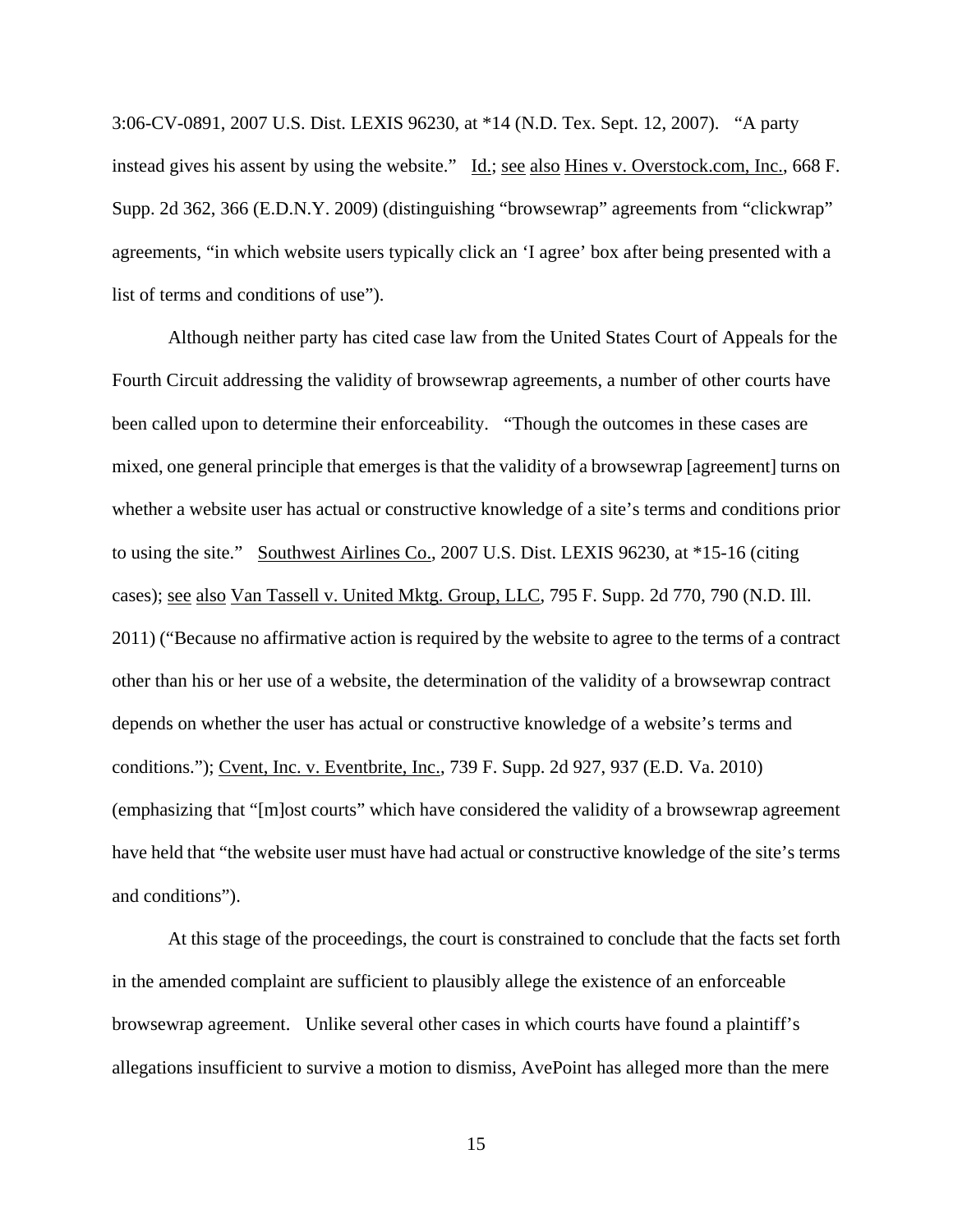3:06-CV-0891, 2007 U.S. Dist. LEXIS 96230, at *14 (N.D. Tex. Sept. 12, 2007). "A party instead gives his assent by using the website." Id.; see also Hines v. Overstock.com, Inc., 668 F. Supp. 2d 362, 366 (E.D.N.Y. 2009) (distinguishing "browsewrap" agreements from "clickwrap" agreements, "in which website users typically click an 'I agree' box after being presented with a list of terms and conditions of use").

Although neither party has cited case law from the United States Court of Appeals for the Fourth Circuit addressing the validity of browsewrap agreements, a number of other courts have been called upon to determine their enforceability. "Though the outcomes in these cases are mixed, one general principle that emerges is that the validity of a browsewrap [agreement] turns on whether a website user has actual or constructive knowledge of a site's terms and conditions prior to using the site." Southwest Airlines Co., 2007 U.S. Dist. LEXIS 96230, at *15-16 (citing cases); see also Van Tassell v. United Mktg. Group, LLC, 795 F. Supp. 2d 770, 790 (N.D. Ill. 2011) ("Because no affirmative action is required by the website to agree to the terms of a contract other than his or her use of a website, the determination of the validity of a browsewrap contract depends on whether the user has actual or constructive knowledge of a website's terms and conditions."); Cvent, Inc. v. Eventbrite, Inc., 739 F. Supp. 2d 927, 937 (E.D. Va. 2010) (emphasizing that "[m]ost courts" which have considered the validity of a browsewrap agreement have held that "the website user must have had actual or constructive knowledge of the site's terms and conditions").

At this stage of the proceedings, the court is constrained to conclude that the facts set forth in the amended complaint are sufficient to plausibly allege the existence of an enforceable browsewrap agreement. Unlike several other cases in which courts have found a plaintiff's allegations insufficient to survive a motion to dismiss, AvePoint has alleged more than the mere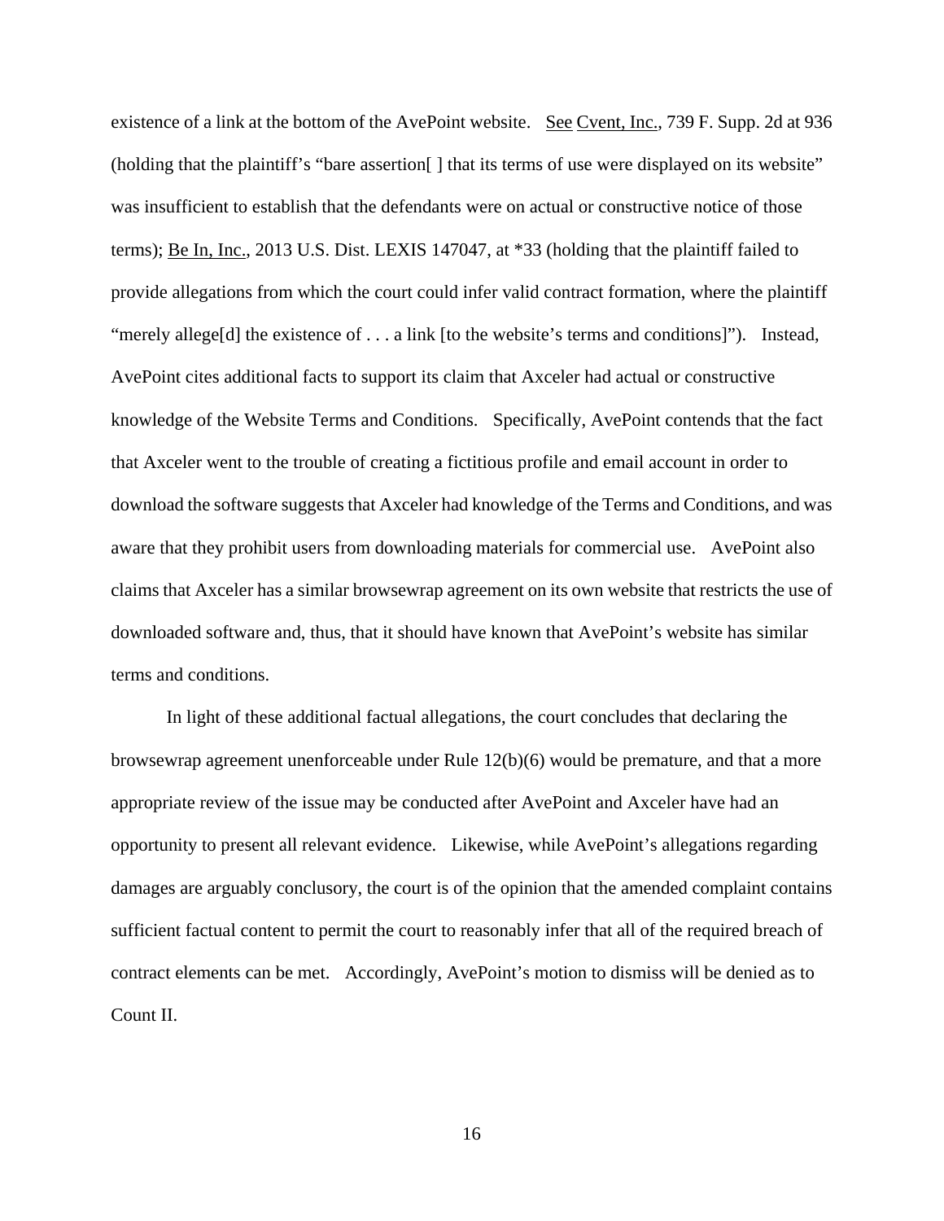existence of a link at the bottom of the AvePoint website. See Cvent, Inc., 739 F. Supp. 2d at 936 (holding that the plaintiff's "bare assertion[ ] that its terms of use were displayed on its website" was insufficient to establish that the defendants were on actual or constructive notice of those terms); Be In, Inc., 2013 U.S. Dist. LEXIS 147047, at *33 (holding that the plaintiff failed to provide allegations from which the court could infer valid contract formation, where the plaintiff "merely allege[d] the existence of . . . a link [to the website's terms and conditions]"). Instead, AvePoint cites additional facts to support its claim that Axceler had actual or constructive knowledge of the Website Terms and Conditions. Specifically, AvePoint contends that the fact that Axceler went to the trouble of creating a fictitious profile and email account in order to download the software suggests that Axceler had knowledge of the Terms and Conditions, and was aware that they prohibit users from downloading materials for commercial use. AvePoint also claims that Axceler has a similar browsewrap agreement on its own website that restricts the use of downloaded software and, thus, that it should have known that AvePoint's website has similar terms and conditions.

In light of these additional factual allegations, the court concludes that declaring the browsewrap agreement unenforceable under Rule 12(b)(6) would be premature, and that a more appropriate review of the issue may be conducted after AvePoint and Axceler have had an opportunity to present all relevant evidence. Likewise, while AvePoint's allegations regarding damages are arguably conclusory, the court is of the opinion that the amended complaint contains sufficient factual content to permit the court to reasonably infer that all of the required breach of contract elements can be met. Accordingly, AvePoint's motion to dismiss will be denied as to Count II.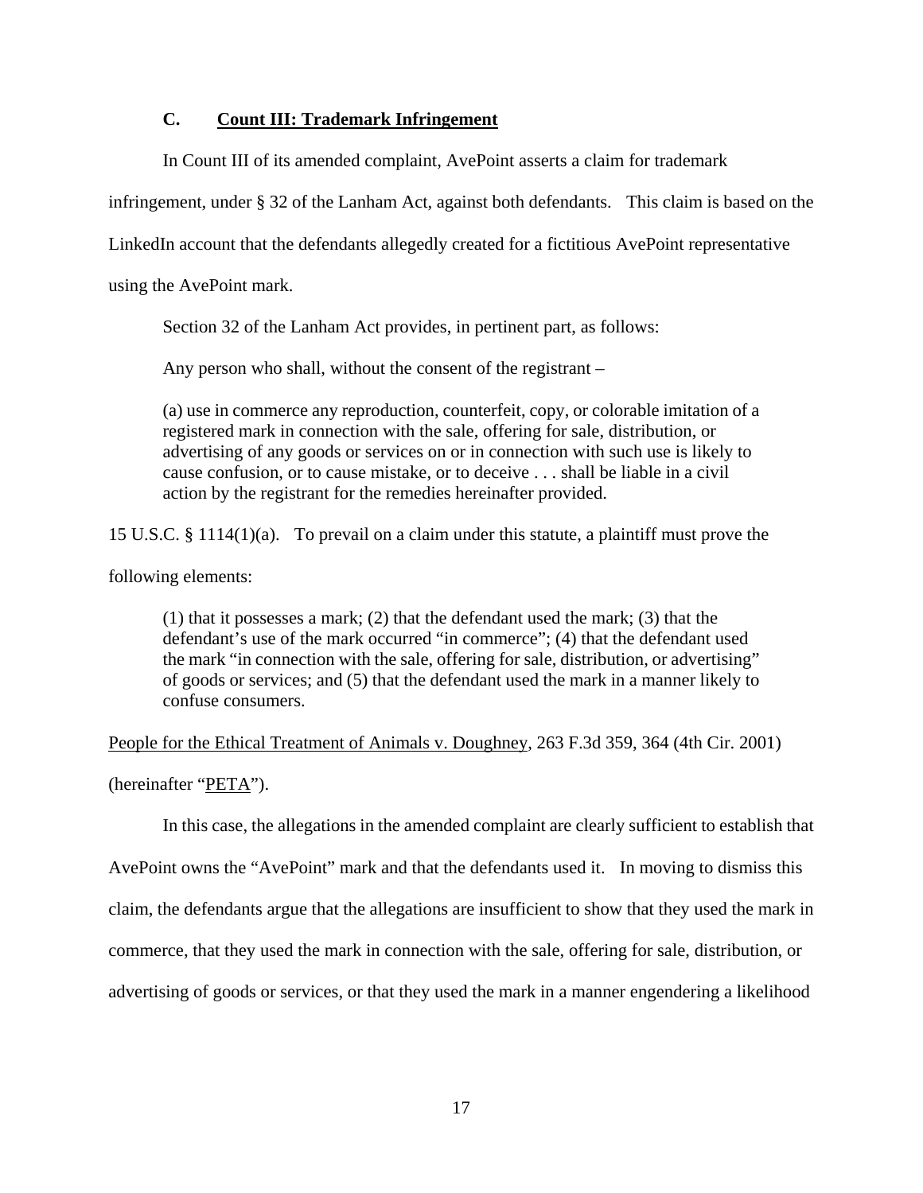### C. Count III: Trademark Infringement

In Count III of its amended complaint, AvePoint asserts a claim for trademark infringement, under § 32 of the Lanham Act, against both defendants. This claim is based on the LinkedIn account that the defendants allegedly created for a fictitious AvePoint representative using the AvePoint mark.

Section 32 of the Lanham Act provides, in pertinent part, as follows:

> Any person who shall, without the consent of the registrant –
>
> (a) use in commerce any reproduction, counterfeit, copy, or colorable imitation of a registered mark in connection with the sale, offering for sale, distribution, or advertising of any goods or services on or in connection with such use is likely to cause confusion, or to cause mistake, or to deceive . . . shall be liable in a civil action by the registrant for the remedies hereinafter provided.

15 U.S.C. § 1114(1)(a). To prevail on a claim under this statute, a plaintiff must prove the following elements:

> (1) that it possesses a mark; (2) that the defendant used the mark; (3) that the defendant's use of the mark occurred "in commerce"; (4) that the defendant used the mark "in connection with the sale, offering for sale, distribution, or advertising" of goods or services; and (5) that the defendant used the mark in a manner likely to confuse consumers.

People for the Ethical Treatment of Animals v. Doughney, 263 F.3d 359, 364 (4th Cir. 2001) (hereinafter "PETA").

In this case, the allegations in the amended complaint are clearly sufficient to establish that AvePoint owns the "AvePoint" mark and that the defendants used it. In moving to dismiss this claim, the defendants argue that the allegations are insufficient to show that they used the mark in commerce, that they used the mark in connection with the sale, offering for sale, distribution, or advertising of goods or services, or that they used the mark in a manner engendering a likelihood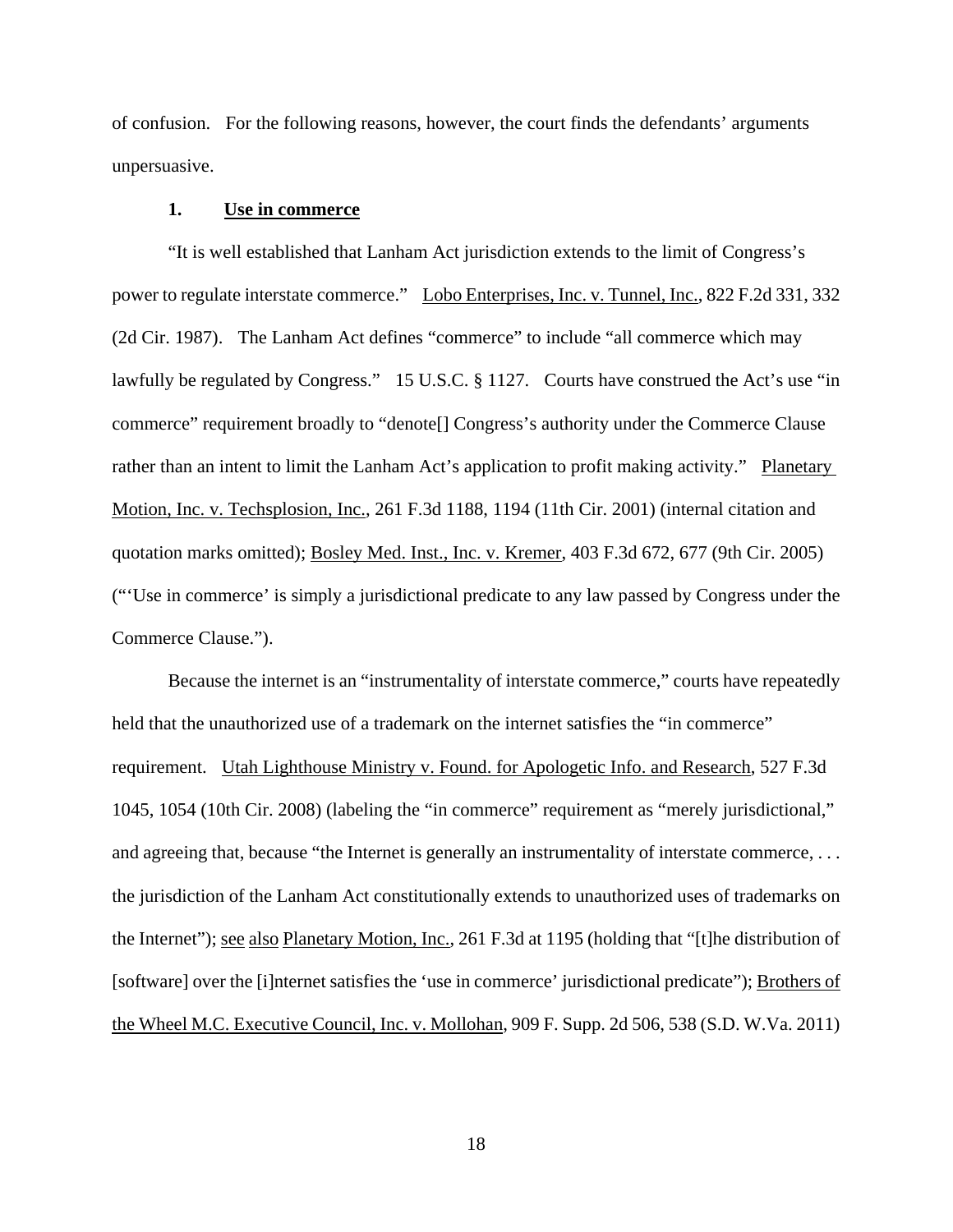of confusion. For the following reasons, however, the court finds the defendants' arguments unpersuasive.

**1. Use in commerce**

"It is well established that Lanham Act jurisdiction extends to the limit of Congress's power to regulate interstate commerce." Lobo Enterprises, Inc. v. Tunnel, Inc., 822 F.2d 331, 332 (2d Cir. 1987). The Lanham Act defines "commerce" to include "all commerce which may lawfully be regulated by Congress." 15 U.S.C. § 1127. Courts have construed the Act's use "in commerce" requirement broadly to "denote[] Congress's authority under the Commerce Clause rather than an intent to limit the Lanham Act's application to profit making activity." Planetary Motion, Inc. v. Techsplosion, Inc., 261 F.3d 1188, 1194 (11th Cir. 2001) (internal citation and quotation marks omitted); Bosley Med. Inst., Inc. v. Kremer, 403 F.3d 672, 677 (9th Cir. 2005) ("'Use in commerce' is simply a jurisdictional predicate to any law passed by Congress under the Commerce Clause.").

Because the internet is an "instrumentality of interstate commerce," courts have repeatedly held that the unauthorized use of a trademark on the internet satisfies the "in commerce" requirement. Utah Lighthouse Ministry v. Found. for Apologetic Info. and Research, 527 F.3d 1045, 1054 (10th Cir. 2008) (labeling the "in commerce" requirement as "merely jurisdictional," and agreeing that, because "the Internet is generally an instrumentality of interstate commerce, . . . the jurisdiction of the Lanham Act constitutionally extends to unauthorized uses of trademarks on the Internet"); see also Planetary Motion, Inc., 261 F.3d at 1195 (holding that "[t]he distribution of [software] over the [i]nternet satisfies the 'use in commerce' jurisdictional predicate"); Brothers of the Wheel M.C. Executive Council, Inc. v. Mollohan, 909 F. Supp. 2d 506, 538 (S.D. W.Va. 2011)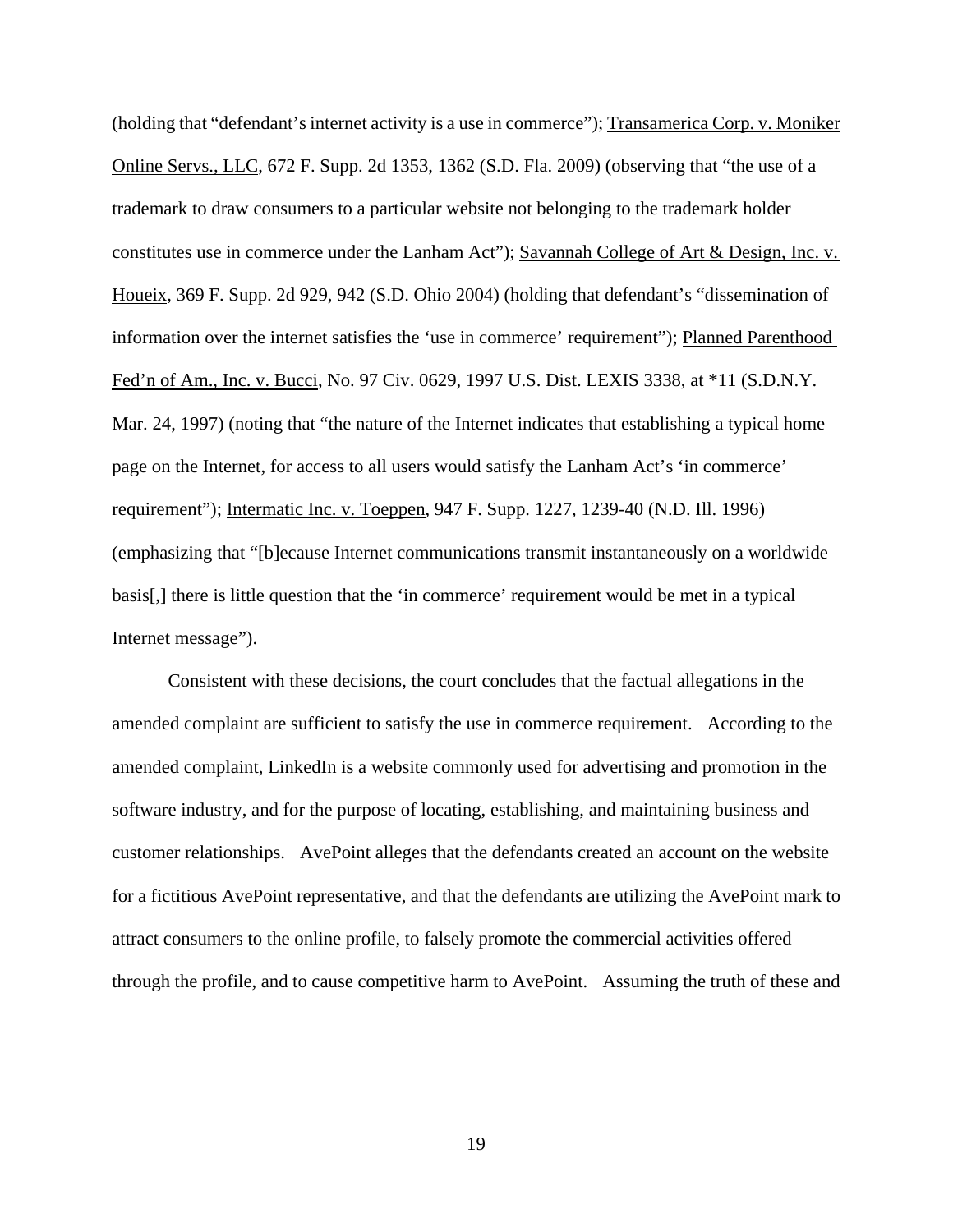(holding that "defendant's internet activity is a use in commerce"); Transamerica Corp. v. Moniker Online Servs., LLC, 672 F. Supp. 2d 1353, 1362 (S.D. Fla. 2009) (observing that "the use of a trademark to draw consumers to a particular website not belonging to the trademark holder constitutes use in commerce under the Lanham Act"); Savannah College of Art & Design, Inc. v. Houeix, 369 F. Supp. 2d 929, 942 (S.D. Ohio 2004) (holding that defendant's "dissemination of information over the internet satisfies the 'use in commerce' requirement"); Planned Parenthood Fed'n of Am., Inc. v. Bucci, No. 97 Civ. 0629, 1997 U.S. Dist. LEXIS 3338, at *11 (S.D.N.Y. Mar. 24, 1997) (noting that "the nature of the Internet indicates that establishing a typical home page on the Internet, for access to all users would satisfy the Lanham Act's 'in commerce' requirement"); Intermatic Inc. v. Toeppen, 947 F. Supp. 1227, 1239-40 (N.D. Ill. 1996) (emphasizing that "[b]ecause Internet communications transmit instantaneously on a worldwide basis[,] there is little question that the 'in commerce' requirement would be met in a typical Internet message").

Consistent with these decisions, the court concludes that the factual allegations in the amended complaint are sufficient to satisfy the use in commerce requirement. According to the amended complaint, LinkedIn is a website commonly used for advertising and promotion in the software industry, and for the purpose of locating, establishing, and maintaining business and customer relationships. AvePoint alleges that the defendants created an account on the website for a fictitious AvePoint representative, and that the defendants are utilizing the AvePoint mark to attract consumers to the online profile, to falsely promote the commercial activities offered through the profile, and to cause competitive harm to AvePoint. Assuming the truth of these and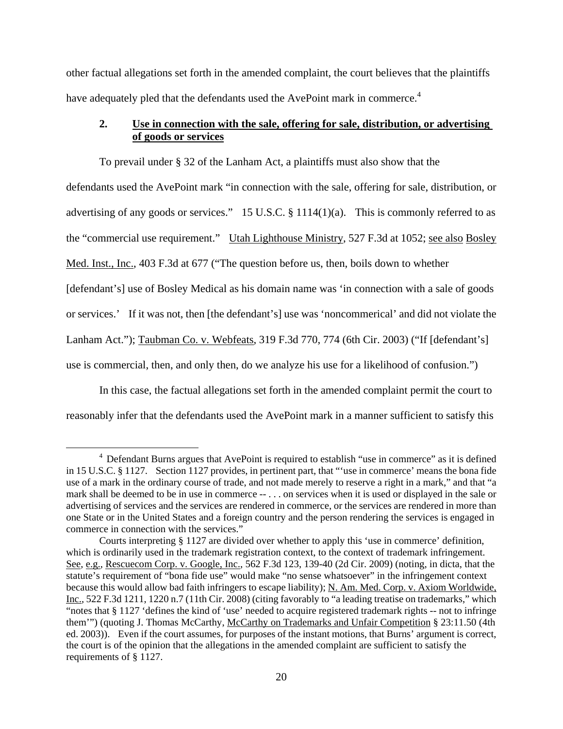other factual allegations set forth in the amended complaint, the court believes that the plaintiffs have adequately pled that the defendants used the AvePoint mark in commerce.[4]

### 2. Use in connection with the sale, offering for sale, distribution, or advertising of goods or services

To prevail under § 32 of the Lanham Act, a plaintiffs must also show that the defendants used the AvePoint mark "in connection with the sale, offering for sale, distribution, or advertising of any goods or services." 15 U.S.C. § 1114(1)(a). This is commonly referred to as the "commercial use requirement." Utah Lighthouse Ministry, 527 F.3d at 1052; see also Bosley Med. Inst., Inc., 403 F.3d at 677 ("The question before us, then, boils down to whether [defendant's] use of Bosley Medical as his domain name was 'in connection with a sale of goods or services.' If it was not, then [the defendant's] use was 'noncommerical' and did not violate the Lanham Act."); Taubman Co. v. Webfeats, 319 F.3d 770, 774 (6th Cir. 2003) ("If [defendant's] use is commercial, then, and only then, do we analyze his use for a likelihood of confusion.")

In this case, the factual allegations set forth in the amended complaint permit the court to reasonably infer that the defendants used the AvePoint mark in a manner sufficient to satisfy this

---

[4] Defendant Burns argues that AvePoint is required to establish "use in commerce" as it is defined in 15 U.S.C. § 1127. Section 1127 provides, in pertinent part, that "'use in commerce' means the bona fide use of a mark in the ordinary course of trade, and not made merely to reserve a right in a mark," and that "a mark shall be deemed to be in use in commerce -- . . . on services when it is used or displayed in the sale or advertising of services and the services are rendered in commerce, or the services are rendered in more than one State or in the United States and a foreign country and the person rendering the services is engaged in commerce in connection with the services."

Courts interpreting § 1127 are divided over whether to apply this 'use in commerce' definition, which is ordinarily used in the trademark registration context, to the context of trademark infringement. See, e.g., Rescuecom Corp. v. Google, Inc., 562 F.3d 123, 139-40 (2d Cir. 2009) (noting, in dicta, that the statute's requirement of "bona fide use" would make "no sense whatsoever" in the infringement context because this would allow bad faith infringers to escape liability); N. Am. Med. Corp. v. Axiom Worldwide, Inc., 522 F.3d 1211, 1220 n.7 (11th Cir. 2008) (citing favorably to "a leading treatise on trademarks," which "notes that § 1127 'defines the kind of 'use' needed to acquire registered trademark rights -- not to infringe them'") (quoting J. Thomas McCarthy, McCarthy on Trademarks and Unfair Competition § 23:11.50 (4th ed. 2003)). Even if the court assumes, for purposes of the instant motions, that Burns' argument is correct, the court is of the opinion that the allegations in the amended complaint are sufficient to satisfy the requirements of § 1127.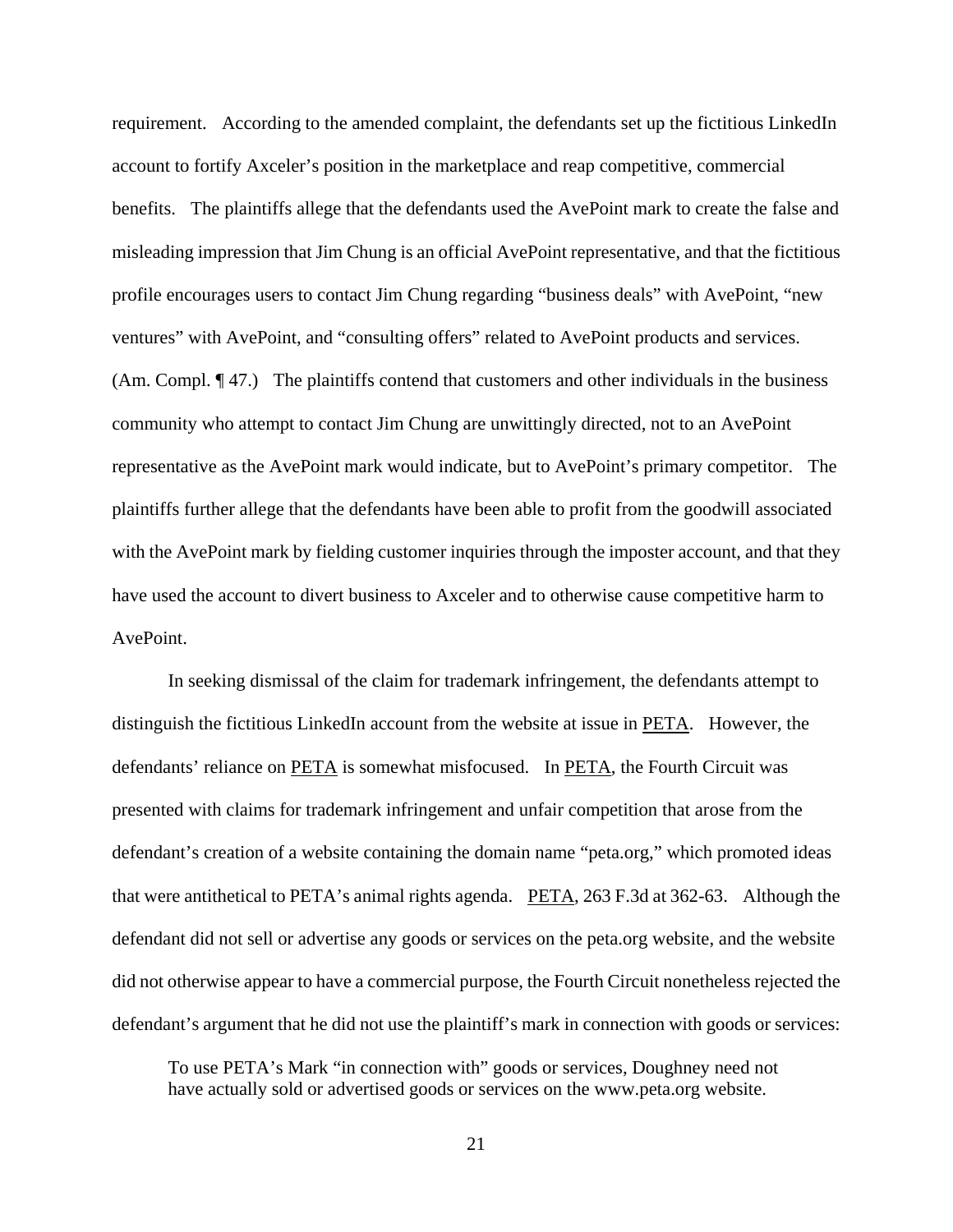requirement. According to the amended complaint, the defendants set up the fictitious LinkedIn account to fortify Axceler's position in the marketplace and reap competitive, commercial benefits. The plaintiffs allege that the defendants used the AvePoint mark to create the false and misleading impression that Jim Chung is an official AvePoint representative, and that the fictitious profile encourages users to contact Jim Chung regarding "business deals" with AvePoint, "new ventures" with AvePoint, and "consulting offers" related to AvePoint products and services. (Am. Compl. ¶ 47.) The plaintiffs contend that customers and other individuals in the business community who attempt to contact Jim Chung are unwittingly directed, not to an AvePoint representative as the AvePoint mark would indicate, but to AvePoint's primary competitor. The plaintiffs further allege that the defendants have been able to profit from the goodwill associated with the AvePoint mark by fielding customer inquiries through the imposter account, and that they have used the account to divert business to Axceler and to otherwise cause competitive harm to AvePoint.

In seeking dismissal of the claim for trademark infringement, the defendants attempt to distinguish the fictitious LinkedIn account from the website at issue in PETA. However, the defendants' reliance on PETA is somewhat misfocused. In PETA, the Fourth Circuit was presented with claims for trademark infringement and unfair competition that arose from the defendant's creation of a website containing the domain name "peta.org," which promoted ideas that were antithetical to PETA's animal rights agenda. PETA, 263 F.3d at 362-63. Although the defendant did not sell or advertise any goods or services on the peta.org website, and the website did not otherwise appear to have a commercial purpose, the Fourth Circuit nonetheless rejected the defendant's argument that he did not use the plaintiff's mark in connection with goods or services:

> To use PETA's Mark "in connection with" goods or services, Doughney need not have actually sold or advertised goods or services on the www.peta.org website.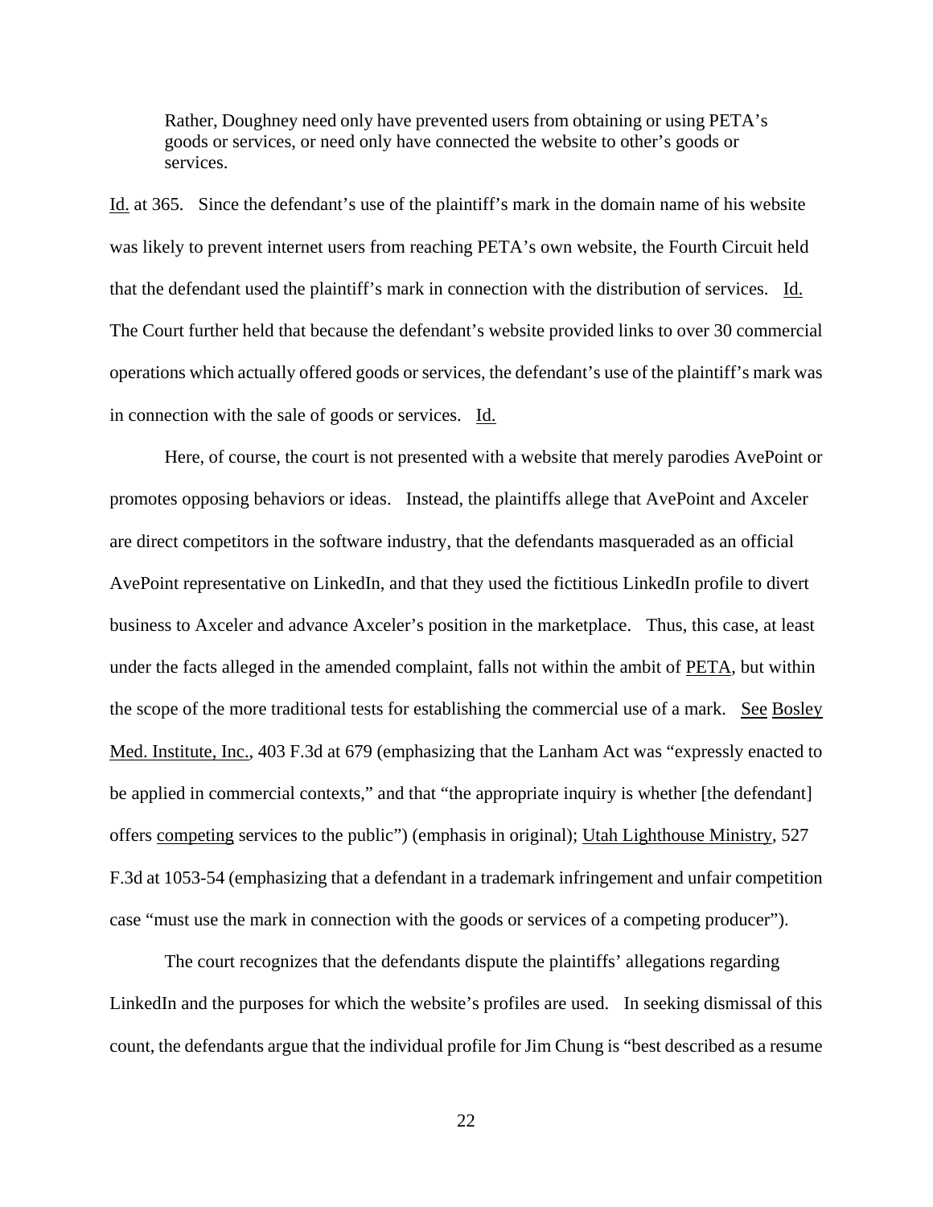> Rather, Doughney need only have prevented users from obtaining or using PETA's goods or services, or need only have connected the website to other's goods or services.

Id. at 365. Since the defendant's use of the plaintiff's mark in the domain name of his website was likely to prevent internet users from reaching PETA's own website, the Fourth Circuit held that the defendant used the plaintiff's mark in connection with the distribution of services. Id. The Court further held that because the defendant's website provided links to over 30 commercial operations which actually offered goods or services, the defendant's use of the plaintiff's mark was in connection with the sale of goods or services. Id.

Here, of course, the court is not presented with a website that merely parodies AvePoint or promotes opposing behaviors or ideas. Instead, the plaintiffs allege that AvePoint and Axceler are direct competitors in the software industry, that the defendants masqueraded as an official AvePoint representative on LinkedIn, and that they used the fictitious LinkedIn profile to divert business to Axceler and advance Axceler's position in the marketplace. Thus, this case, at least under the facts alleged in the amended complaint, falls not within the ambit of PETA, but within the scope of the more traditional tests for establishing the commercial use of a mark. See Bosley Med. Institute, Inc., 403 F.3d at 679 (emphasizing that the Lanham Act was "expressly enacted to be applied in commercial contexts," and that "the appropriate inquiry is whether [the defendant] offers competing services to the public") (emphasis in original); Utah Lighthouse Ministry, 527 F.3d at 1053-54 (emphasizing that a defendant in a trademark infringement and unfair competition case "must use the mark in connection with the goods or services of a competing producer").

The court recognizes that the defendants dispute the plaintiffs' allegations regarding LinkedIn and the purposes for which the website's profiles are used. In seeking dismissal of this count, the defendants argue that the individual profile for Jim Chung is "best described as a resume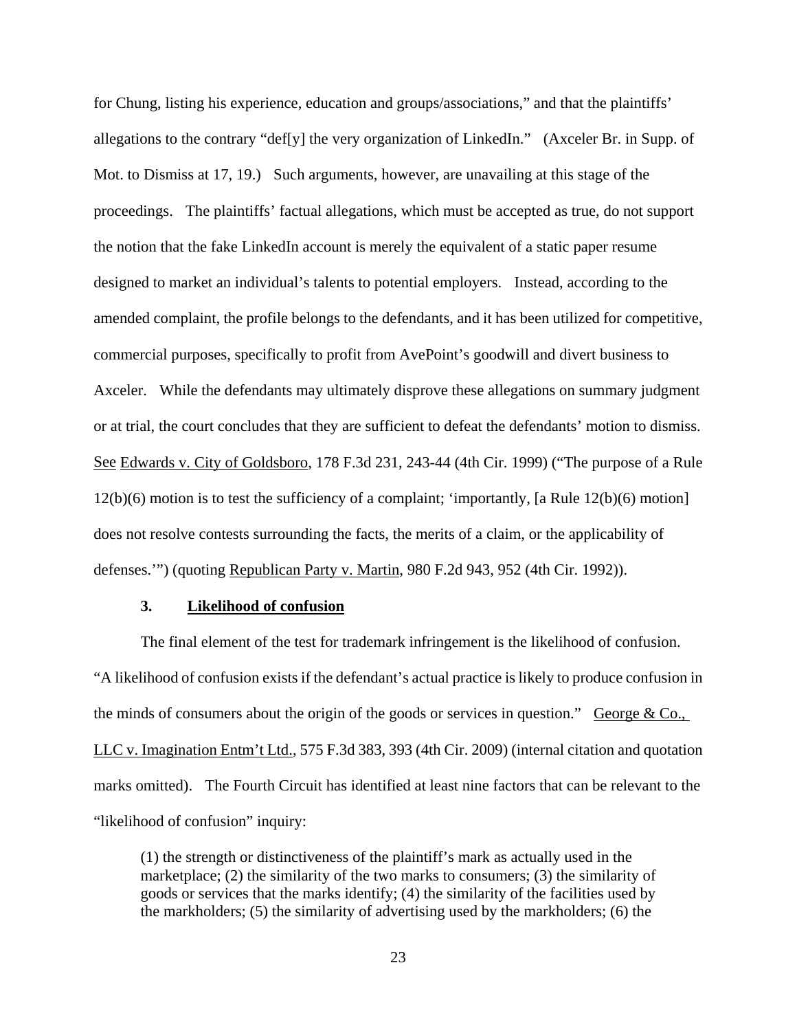for Chung, listing his experience, education and groups/associations," and that the plaintiffs' allegations to the contrary "def[y] the very organization of LinkedIn." (Axceler Br. in Supp. of Mot. to Dismiss at 17, 19.) Such arguments, however, are unavailing at this stage of the proceedings. The plaintiffs' factual allegations, which must be accepted as true, do not support the notion that the fake LinkedIn account is merely the equivalent of a static paper resume designed to market an individual's talents to potential employers. Instead, according to the amended complaint, the profile belongs to the defendants, and it has been utilized for competitive, commercial purposes, specifically to profit from AvePoint's goodwill and divert business to Axceler. While the defendants may ultimately disprove these allegations on summary judgment or at trial, the court concludes that they are sufficient to defeat the defendants' motion to dismiss. See Edwards v. City of Goldsboro, 178 F.3d 231, 243-44 (4th Cir. 1999) ("The purpose of a Rule 12(b)(6) motion is to test the sufficiency of a complaint; 'importantly, [a Rule 12(b)(6) motion] does not resolve contests surrounding the facts, the merits of a claim, or the applicability of defenses.'") (quoting Republican Party v. Martin, 980 F.2d 943, 952 (4th Cir. 1992)).

### 3. Likelihood of confusion

The final element of the test for trademark infringement is the likelihood of confusion. "A likelihood of confusion exists if the defendant's actual practice is likely to produce confusion in the minds of consumers about the origin of the goods or services in question." George & Co., LLC v. Imagination Entm't Ltd., 575 F.3d 383, 393 (4th Cir. 2009) (internal citation and quotation marks omitted). The Fourth Circuit has identified at least nine factors that can be relevant to the "likelihood of confusion" inquiry:

> (1) the strength or distinctiveness of the plaintiff's mark as actually used in the marketplace; (2) the similarity of the two marks to consumers; (3) the similarity of goods or services that the marks identify; (4) the similarity of the facilities used by the markholders; (5) the similarity of advertising used by the markholders; (6) the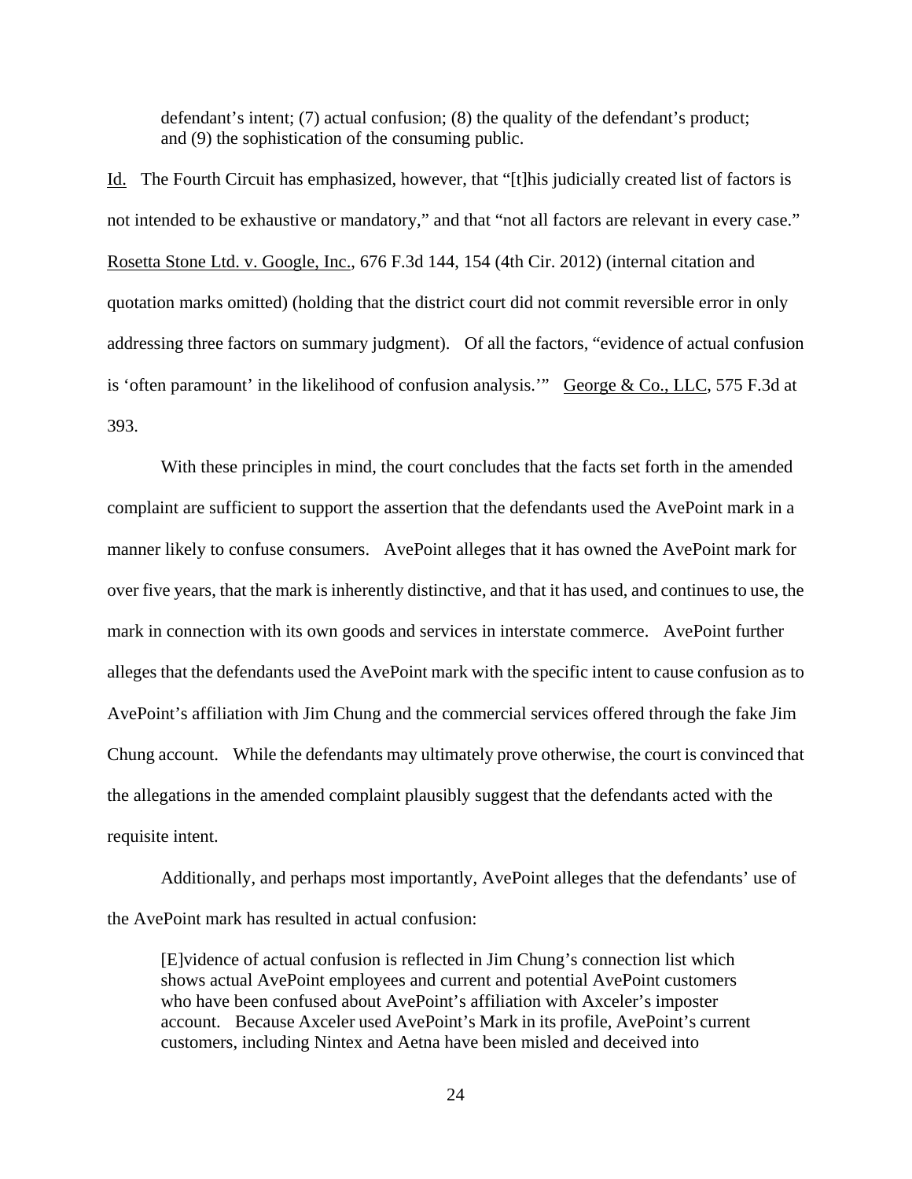defendant's intent; (7) actual confusion; (8) the quality of the defendant's product; and (9) the sophistication of the consuming public.

Id. The Fourth Circuit has emphasized, however, that "[t]his judicially created list of factors is not intended to be exhaustive or mandatory," and that "not all factors are relevant in every case." Rosetta Stone Ltd. v. Google, Inc., 676 F.3d 144, 154 (4th Cir. 2012) (internal citation and quotation marks omitted) (holding that the district court did not commit reversible error in only addressing three factors on summary judgment). Of all the factors, "evidence of actual confusion is 'often paramount' in the likelihood of confusion analysis.'" George & Co., LLC, 575 F.3d at 393.

With these principles in mind, the court concludes that the facts set forth in the amended complaint are sufficient to support the assertion that the defendants used the AvePoint mark in a manner likely to confuse consumers. AvePoint alleges that it has owned the AvePoint mark for over five years, that the mark is inherently distinctive, and that it has used, and continues to use, the mark in connection with its own goods and services in interstate commerce. AvePoint further alleges that the defendants used the AvePoint mark with the specific intent to cause confusion as to AvePoint's affiliation with Jim Chung and the commercial services offered through the fake Jim Chung account. While the defendants may ultimately prove otherwise, the court is convinced that the allegations in the amended complaint plausibly suggest that the defendants acted with the requisite intent.

Additionally, and perhaps most importantly, AvePoint alleges that the defendants' use of the AvePoint mark has resulted in actual confusion:

> [E]vidence of actual confusion is reflected in Jim Chung's connection list which shows actual AvePoint employees and current and potential AvePoint customers who have been confused about AvePoint's affiliation with Axceler's imposter account. Because Axceler used AvePoint's Mark in its profile, AvePoint's current customers, including Nintex and Aetna have been misled and deceived into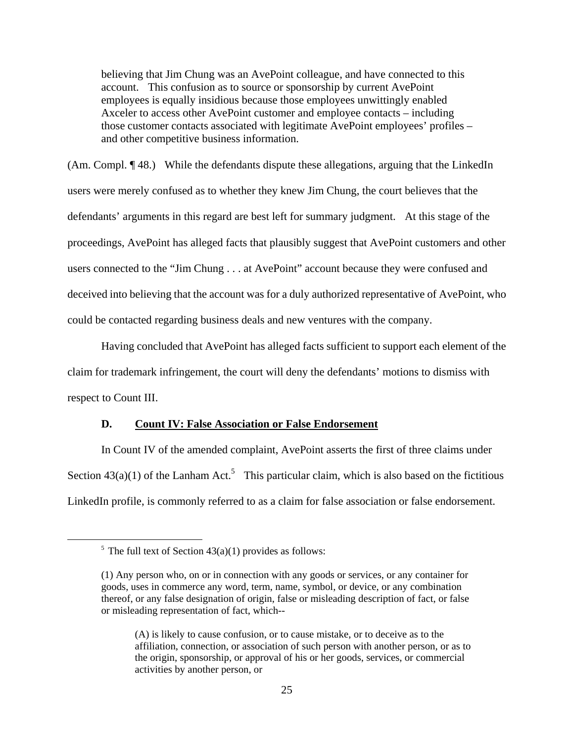> believing that Jim Chung was an AvePoint colleague, and have connected to this account. This confusion as to source or sponsorship by current AvePoint employees is equally insidious because those employees unwittingly enabled Axceler to access other AvePoint customer and employee contacts – including those customer contacts associated with legitimate AvePoint employees' profiles – and other competitive business information.

(Am. Compl. ¶ 48.) While the defendants dispute these allegations, arguing that the LinkedIn users were merely confused as to whether they knew Jim Chung, the court believes that the defendants' arguments in this regard are best left for summary judgment. At this stage of the proceedings, AvePoint has alleged facts that plausibly suggest that AvePoint customers and other users connected to the "Jim Chung . . . at AvePoint" account because they were confused and deceived into believing that the account was for a duly authorized representative of AvePoint, who could be contacted regarding business deals and new ventures with the company.

Having concluded that AvePoint has alleged facts sufficient to support each element of the claim for trademark infringement, the court will deny the defendants' motions to dismiss with respect to Count III.

### D. Count IV: False Association or False Endorsement

In Count IV of the amended complaint, AvePoint asserts the first of three claims under Section 43(a)(1) of the Lanham Act.[5] This particular claim, which is also based on the fictitious LinkedIn profile, is commonly referred to as a claim for false association or false endorsement.

---

[5] The full text of Section 43(a)(1) provides as follows:

> (1) Any person who, on or in connection with any goods or services, or any container for goods, uses in commerce any word, term, name, symbol, or device, or any combination thereof, or any false designation of origin, false or misleading description of fact, or false or misleading representation of fact, which--
>
> > (A) is likely to cause confusion, or to cause mistake, or to deceive as to the affiliation, connection, or association of such person with another person, or as to the origin, sponsorship, or approval of his or her goods, services, or commercial activities by another person, or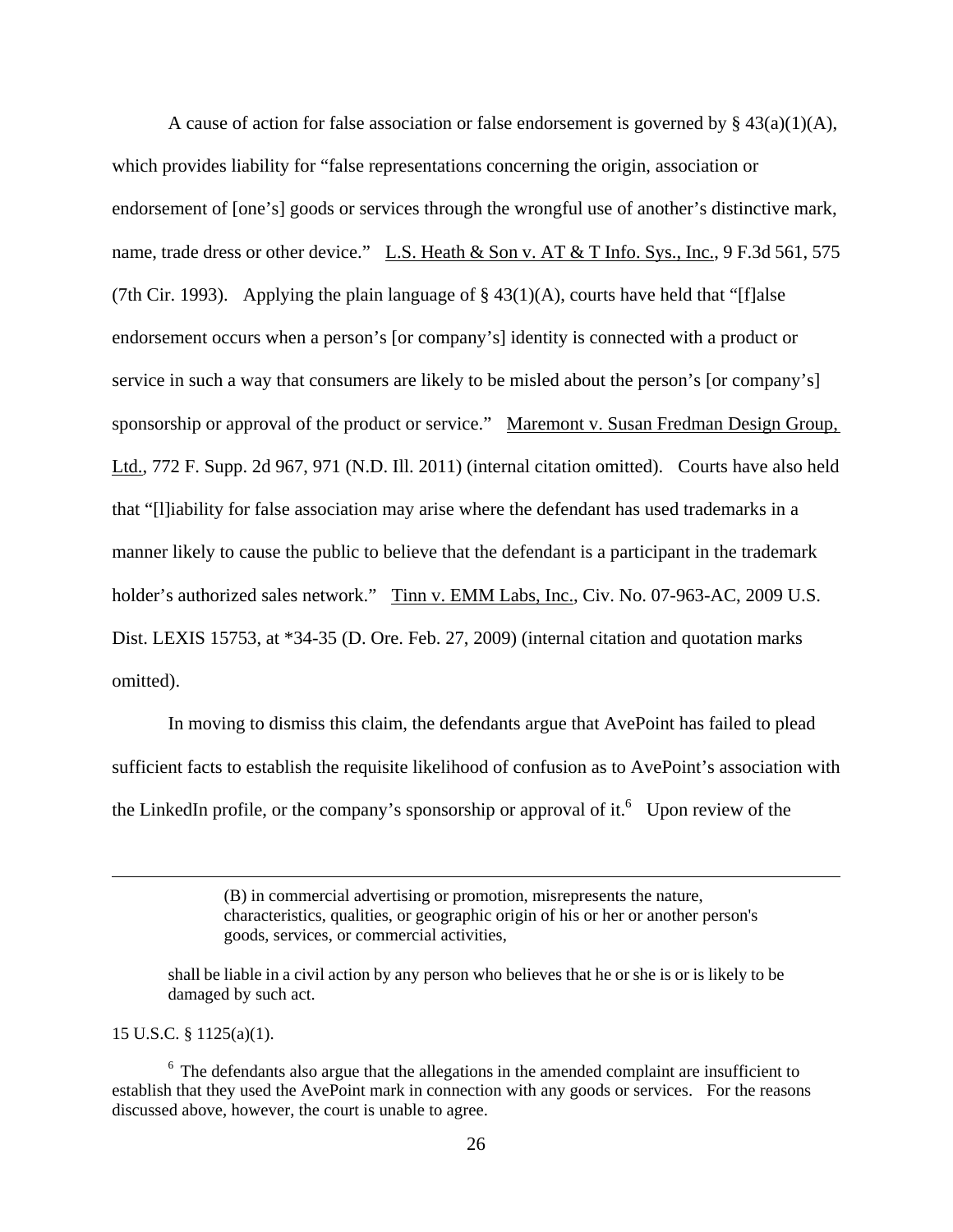A cause of action for false association or false endorsement is governed by § 43(a)(1)(A), which provides liability for "false representations concerning the origin, association or endorsement of [one's] goods or services through the wrongful use of another's distinctive mark, name, trade dress or other device." L.S. Heath & Son v. AT & T Info. Sys., Inc., 9 F.3d 561, 575 (7th Cir. 1993). Applying the plain language of § 43(1)(A), courts have held that "[f]alse endorsement occurs when a person's [or company's] identity is connected with a product or service in such a way that consumers are likely to be misled about the person's [or company's] sponsorship or approval of the product or service." Maremont v. Susan Fredman Design Group, Ltd., 772 F. Supp. 2d 967, 971 (N.D. Ill. 2011) (internal citation omitted). Courts have also held that "[l]iability for false association may arise where the defendant has used trademarks in a manner likely to cause the public to believe that the defendant is a participant in the trademark holder's authorized sales network." Tinn v. EMM Labs, Inc., Civ. No. 07-963-AC, 2009 U.S. Dist. LEXIS 15753, at *34-35 (D. Ore. Feb. 27, 2009) (internal citation and quotation marks omitted).

In moving to dismiss this claim, the defendants argue that AvePoint has failed to plead sufficient facts to establish the requisite likelihood of confusion as to AvePoint's association with the LinkedIn profile, or the company's sponsorship or approval of it.[6] Upon review of the

---

> (B) in commercial advertising or promotion, misrepresents the nature, characteristics, qualities, or geographic origin of his or her or another person's goods, services, or commercial activities,
>
> shall be liable in a civil action by any person who believes that he or she is or is likely to be damaged by such act.

15 U.S.C. § 1125(a)(1).

[6] The defendants also argue that the allegations in the amended complaint are insufficient to establish that they used the AvePoint mark in connection with any goods or services. For the reasons discussed above, however, the court is unable to agree.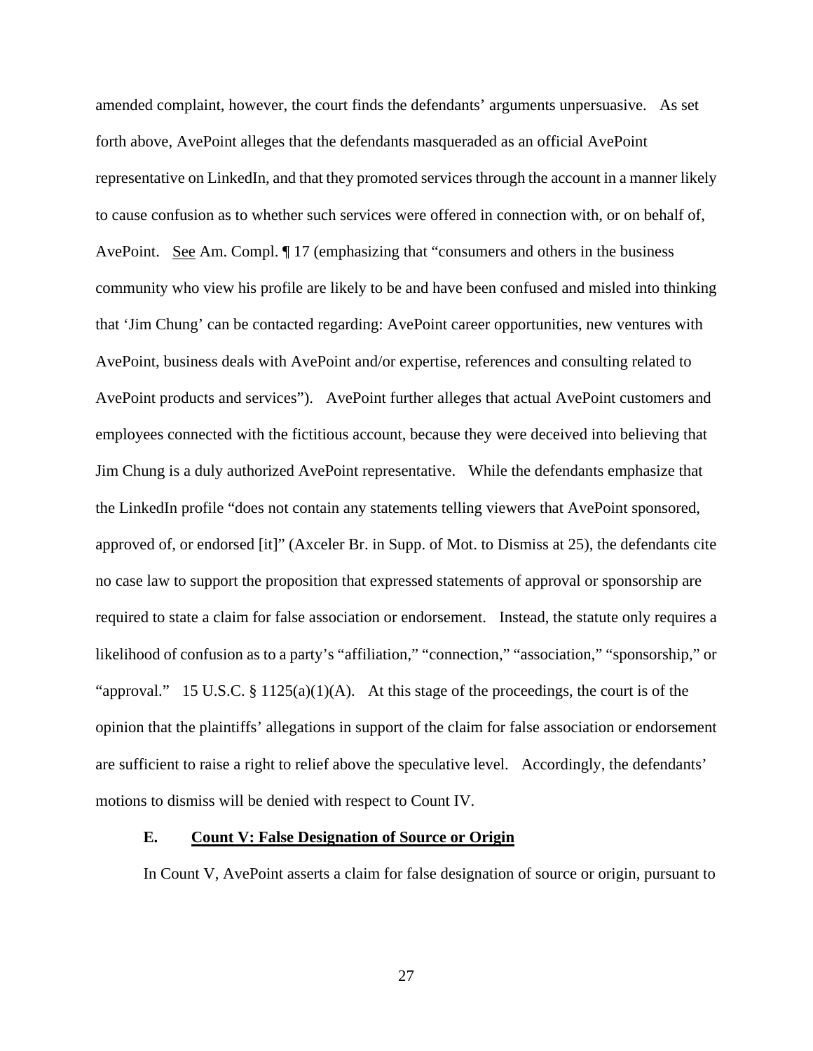amended complaint, however, the court finds the defendants' arguments unpersuasive. As set forth above, AvePoint alleges that the defendants masqueraded as an official AvePoint representative on LinkedIn, and that they promoted services through the account in a manner likely to cause confusion as to whether such services were offered in connection with, or on behalf of, AvePoint. See Am. Compl. ¶ 17 (emphasizing that "consumers and others in the business community who view his profile are likely to be and have been confused and misled into thinking that 'Jim Chung' can be contacted regarding: AvePoint career opportunities, new ventures with AvePoint, business deals with AvePoint and/or expertise, references and consulting related to AvePoint products and services"). AvePoint further alleges that actual AvePoint customers and employees connected with the fictitious account, because they were deceived into believing that Jim Chung is a duly authorized AvePoint representative. While the defendants emphasize that the LinkedIn profile "does not contain any statements telling viewers that AvePoint sponsored, approved of, or endorsed [it]" (Axceler Br. in Supp. of Mot. to Dismiss at 25), the defendants cite no case law to support the proposition that expressed statements of approval or sponsorship are required to state a claim for false association or endorsement. Instead, the statute only requires a likelihood of confusion as to a party's "affiliation," "connection," "association," "sponsorship," or "approval." 15 U.S.C. § 1125(a)(1)(A). At this stage of the proceedings, the court is of the opinion that the plaintiffs' allegations in support of the claim for false association or endorsement are sufficient to raise a right to relief above the speculative level. Accordingly, the defendants' motions to dismiss will be denied with respect to Count IV.

### E. Count V: False Designation of Source or Origin

In Count V, AvePoint asserts a claim for false designation of source or origin, pursuant to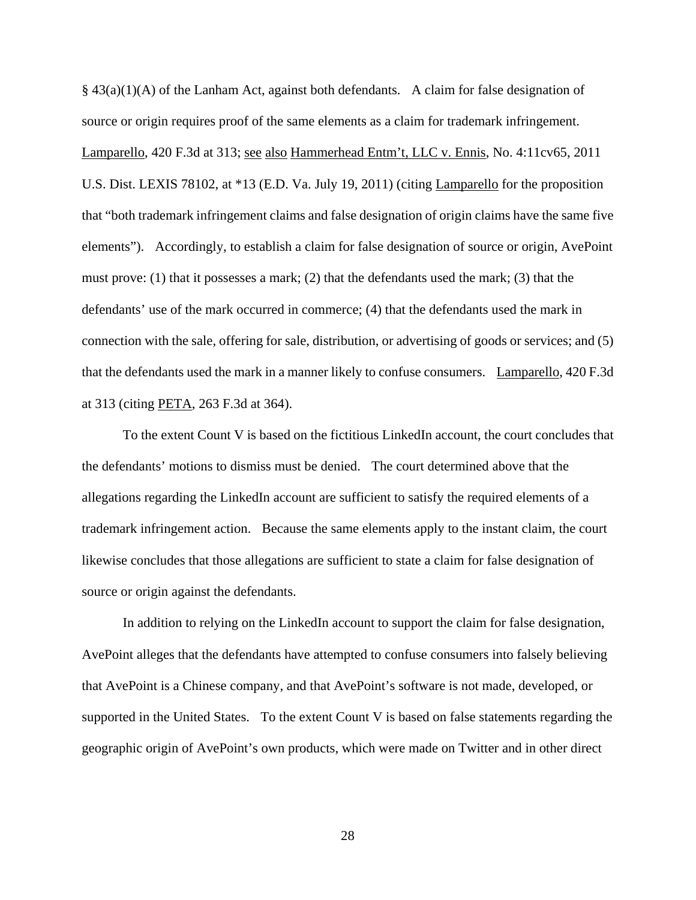§ 43(a)(1)(A) of the Lanham Act, against both defendants. A claim for false designation of source or origin requires proof of the same elements as a claim for trademark infringement. Lamparello, 420 F.3d at 313; see also Hammerhead Entm't, LLC v. Ennis, No. 4:11cv65, 2011 U.S. Dist. LEXIS 78102, at *13 (E.D. Va. July 19, 2011) (citing Lamparello for the proposition that "both trademark infringement claims and false designation of origin claims have the same five elements"). Accordingly, to establish a claim for false designation of source or origin, AvePoint must prove: (1) that it possesses a mark; (2) that the defendants used the mark; (3) that the defendants' use of the mark occurred in commerce; (4) that the defendants used the mark in connection with the sale, offering for sale, distribution, or advertising of goods or services; and (5) that the defendants used the mark in a manner likely to confuse consumers. Lamparello, 420 F.3d at 313 (citing PETA, 263 F.3d at 364).

To the extent Count V is based on the fictitious LinkedIn account, the court concludes that the defendants' motions to dismiss must be denied. The court determined above that the allegations regarding the LinkedIn account are sufficient to satisfy the required elements of a trademark infringement action. Because the same elements apply to the instant claim, the court likewise concludes that those allegations are sufficient to state a claim for false designation of source or origin against the defendants.

In addition to relying on the LinkedIn account to support the claim for false designation, AvePoint alleges that the defendants have attempted to confuse consumers into falsely believing that AvePoint is a Chinese company, and that AvePoint's software is not made, developed, or supported in the United States. To the extent Count V is based on false statements regarding the geographic origin of AvePoint's own products, which were made on Twitter and in other direct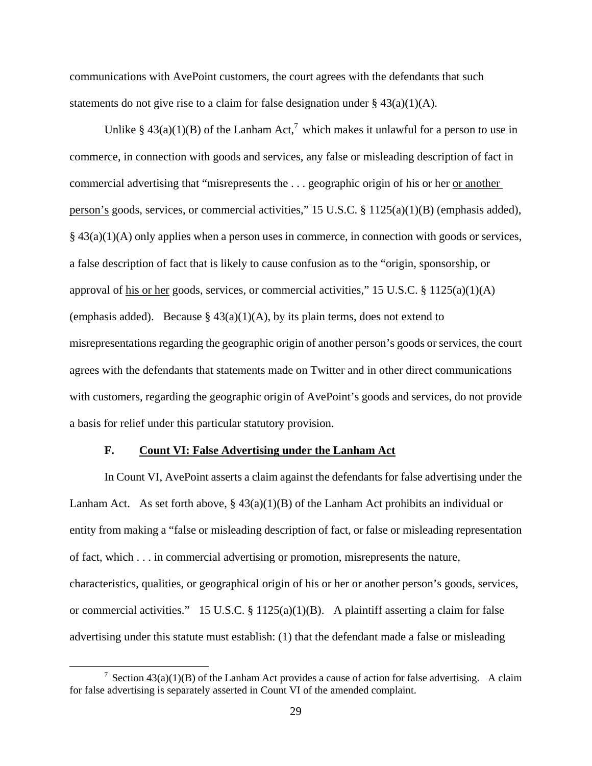communications with AvePoint customers, the court agrees with the defendants that such statements do not give rise to a claim for false designation under § 43(a)(1)(A).

Unlike § 43(a)(1)(B) of the Lanham Act,[7] which makes it unlawful for a person to use in commerce, in connection with goods and services, any false or misleading description of fact in commercial advertising that "misrepresents the . . . geographic origin of his or her <u>or another person's</u> goods, services, or commercial activities," 15 U.S.C. § 1125(a)(1)(B) (emphasis added), § 43(a)(1)(A) only applies when a person uses in commerce, in connection with goods or services, a false description of fact that is likely to cause confusion as to the "origin, sponsorship, or approval of <u>his or her</u> goods, services, or commercial activities," 15 U.S.C. § 1125(a)(1)(A) (emphasis added). Because § 43(a)(1)(A), by its plain terms, does not extend to misrepresentations regarding the geographic origin of another person's goods or services, the court agrees with the defendants that statements made on Twitter and in other direct communications with customers, regarding the geographic origin of AvePoint's goods and services, do not provide a basis for relief under this particular statutory provision.

### F. <u>Count VI: False Advertising under the Lanham Act</u>

In Count VI, AvePoint asserts a claim against the defendants for false advertising under the Lanham Act. As set forth above, § 43(a)(1)(B) of the Lanham Act prohibits an individual or entity from making a "false or misleading description of fact, or false or misleading representation of fact, which . . . in commercial advertising or promotion, misrepresents the nature, characteristics, qualities, or geographical origin of his or her or another person's goods, services, or commercial activities." 15 U.S.C. § 1125(a)(1)(B). A plaintiff asserting a claim for false advertising under this statute must establish: (1) that the defendant made a false or misleading

[7] Section 43(a)(1)(B) of the Lanham Act provides a cause of action for false advertising. A claim for false advertising is separately asserted in Count VI of the amended complaint.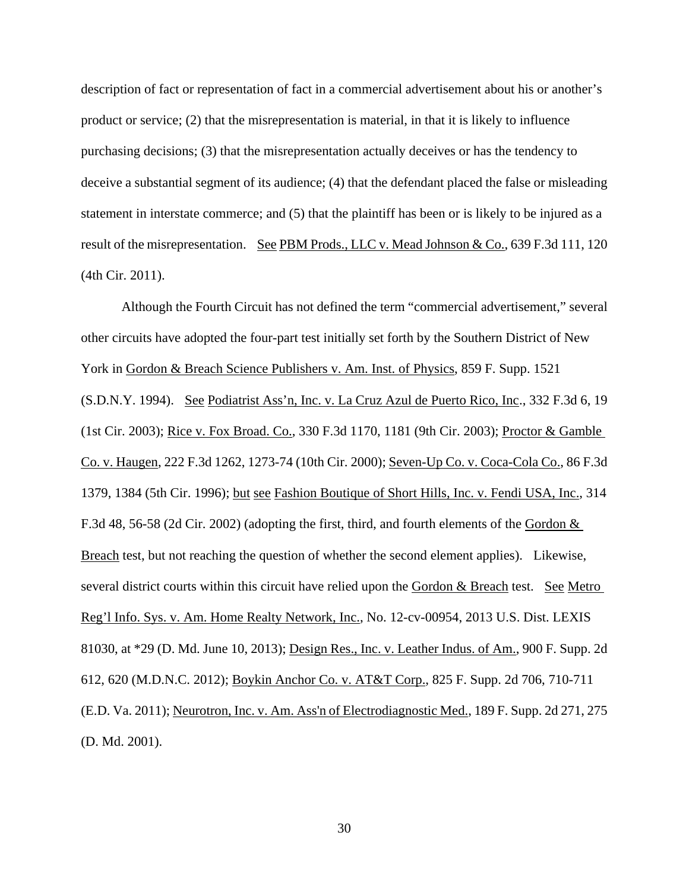description of fact or representation of fact in a commercial advertisement about his or another's product or service; (2) that the misrepresentation is material, in that it is likely to influence purchasing decisions; (3) that the misrepresentation actually deceives or has the tendency to deceive a substantial segment of its audience; (4) that the defendant placed the false or misleading statement in interstate commerce; and (5) that the plaintiff has been or is likely to be injured as a result of the misrepresentation. See PBM Prods., LLC v. Mead Johnson & Co., 639 F.3d 111, 120 (4th Cir. 2011).

Although the Fourth Circuit has not defined the term "commercial advertisement," several other circuits have adopted the four-part test initially set forth by the Southern District of New York in Gordon & Breach Science Publishers v. Am. Inst. of Physics, 859 F. Supp. 1521 (S.D.N.Y. 1994). See Podiatrist Ass'n, Inc. v. La Cruz Azul de Puerto Rico, Inc., 332 F.3d 6, 19 (1st Cir. 2003); Rice v. Fox Broad. Co., 330 F.3d 1170, 1181 (9th Cir. 2003); Proctor & Gamble Co. v. Haugen, 222 F.3d 1262, 1273-74 (10th Cir. 2000); Seven-Up Co. v. Coca-Cola Co., 86 F.3d 1379, 1384 (5th Cir. 1996); but see Fashion Boutique of Short Hills, Inc. v. Fendi USA, Inc., 314 F.3d 48, 56-58 (2d Cir. 2002) (adopting the first, third, and fourth elements of the Gordon & Breach test, but not reaching the question of whether the second element applies). Likewise, several district courts within this circuit have relied upon the Gordon & Breach test. See Metro Reg'l Info. Sys. v. Am. Home Realty Network, Inc., No. 12-cv-00954, 2013 U.S. Dist. LEXIS 81030, at *29 (D. Md. June 10, 2013); Design Res., Inc. v. Leather Indus. of Am., 900 F. Supp. 2d 612, 620 (M.D.N.C. 2012); Boykin Anchor Co. v. AT&T Corp., 825 F. Supp. 2d 706, 710-711 (E.D. Va. 2011); Neurotron, Inc. v. Am. Ass'n of Electrodiagnostic Med., 189 F. Supp. 2d 271, 275 (D. Md. 2001).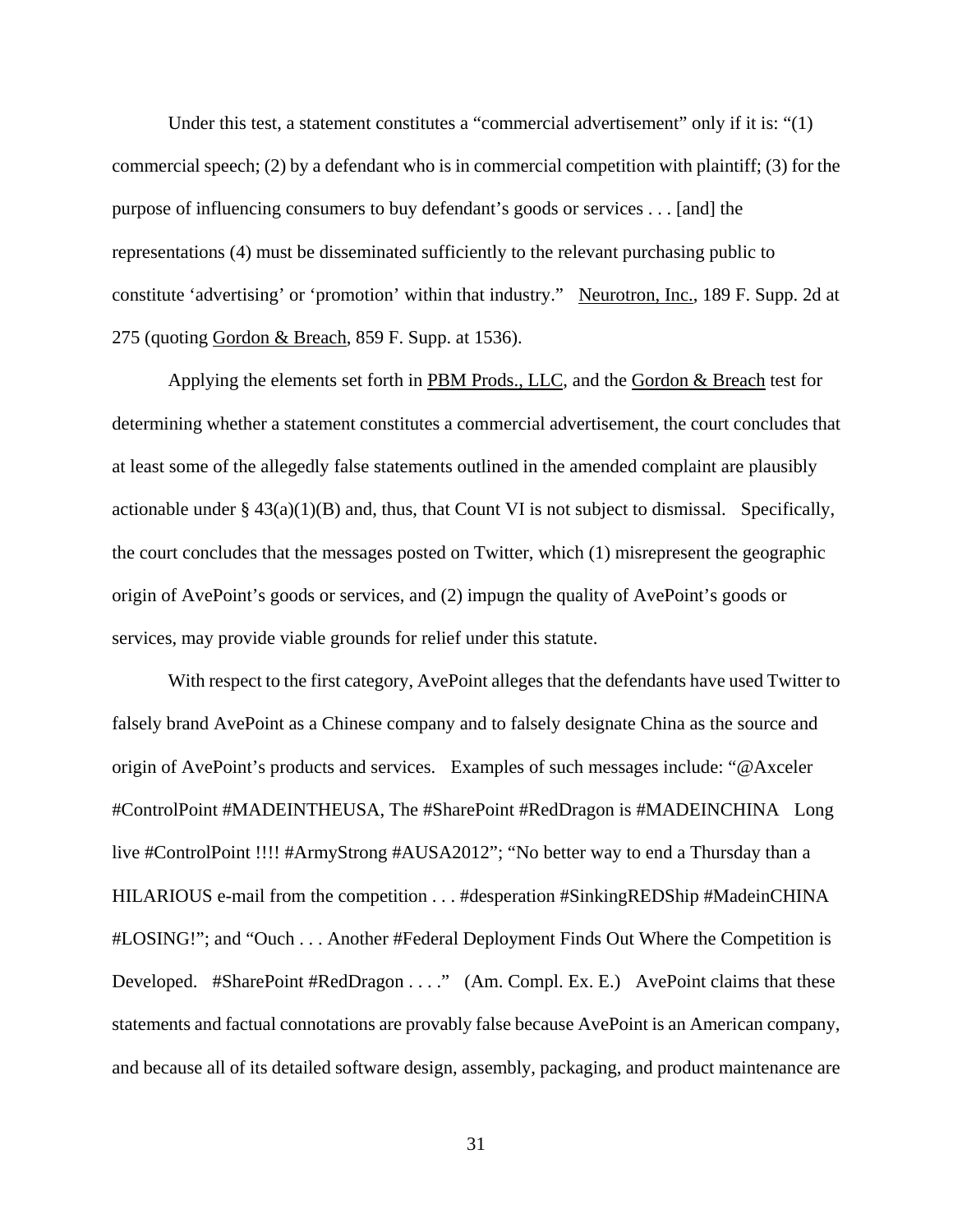Under this test, a statement constitutes a "commercial advertisement" only if it is: "(1) commercial speech; (2) by a defendant who is in commercial competition with plaintiff; (3) for the purpose of influencing consumers to buy defendant's goods or services . . . [and] the representations (4) must be disseminated sufficiently to the relevant purchasing public to constitute 'advertising' or 'promotion' within that industry." Neurotron, Inc., 189 F. Supp. 2d at 275 (quoting Gordon & Breach, 859 F. Supp. at 1536).

Applying the elements set forth in PBM Prods., LLC, and the Gordon & Breach test for determining whether a statement constitutes a commercial advertisement, the court concludes that at least some of the allegedly false statements outlined in the amended complaint are plausibly actionable under § 43(a)(1)(B) and, thus, that Count VI is not subject to dismissal. Specifically, the court concludes that the messages posted on Twitter, which (1) misrepresent the geographic origin of AvePoint's goods or services, and (2) impugn the quality of AvePoint's goods or services, may provide viable grounds for relief under this statute.

With respect to the first category, AvePoint alleges that the defendants have used Twitter to falsely brand AvePoint as a Chinese company and to falsely designate China as the source and origin of AvePoint's products and services. Examples of such messages include: "@Axceler #ControlPoint #MADEINTHEUSA, The #SharePoint #RedDragon is #MADEINCHINA Long live #ControlPoint !!!! #ArmyStrong #AUSA2012"; "No better way to end a Thursday than a HILARIOUS e-mail from the competition . . . #desperation #SinkingREDShip #MadeinCHINA #LOSING!"; and "Ouch . . . Another #Federal Deployment Finds Out Where the Competition is Developed. #SharePoint #RedDragon . . . ." (Am. Compl. Ex. E.) AvePoint claims that these statements and factual connotations are provably false because AvePoint is an American company, and because all of its detailed software design, assembly, packaging, and product maintenance are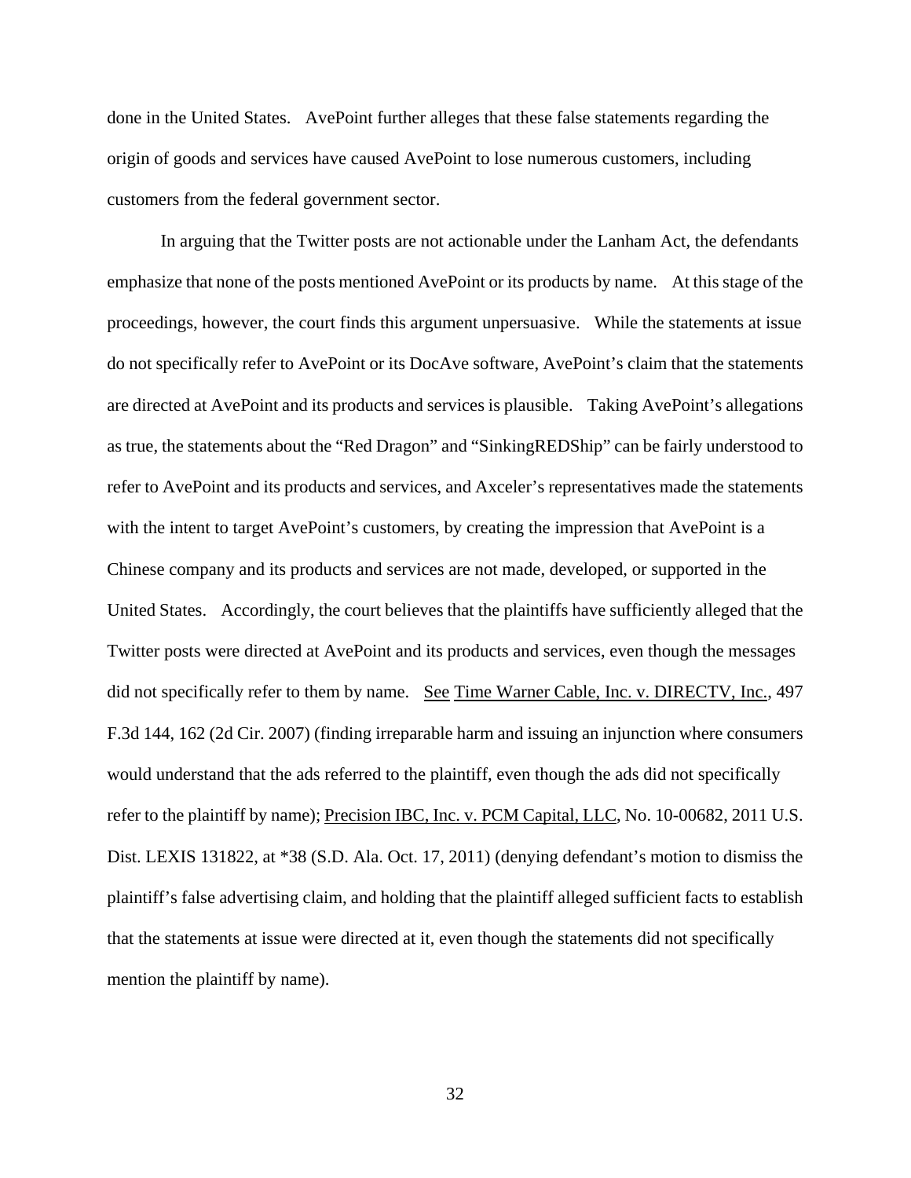done in the United States. AvePoint further alleges that these false statements regarding the origin of goods and services have caused AvePoint to lose numerous customers, including customers from the federal government sector.

In arguing that the Twitter posts are not actionable under the Lanham Act, the defendants emphasize that none of the posts mentioned AvePoint or its products by name. At this stage of the proceedings, however, the court finds this argument unpersuasive. While the statements at issue do not specifically refer to AvePoint or its DocAve software, AvePoint's claim that the statements are directed at AvePoint and its products and services is plausible. Taking AvePoint's allegations as true, the statements about the "Red Dragon" and "SinkingREDShip" can be fairly understood to refer to AvePoint and its products and services, and Axceler's representatives made the statements with the intent to target AvePoint's customers, by creating the impression that AvePoint is a Chinese company and its products and services are not made, developed, or supported in the United States. Accordingly, the court believes that the plaintiffs have sufficiently alleged that the Twitter posts were directed at AvePoint and its products and services, even though the messages did not specifically refer to them by name. See Time Warner Cable, Inc. v. DIRECTV, Inc., 497 F.3d 144, 162 (2d Cir. 2007) (finding irreparable harm and issuing an injunction where consumers would understand that the ads referred to the plaintiff, even though the ads did not specifically refer to the plaintiff by name); Precision IBC, Inc. v. PCM Capital, LLC, No. 10-00682, 2011 U.S. Dist. LEXIS 131822, at *38 (S.D. Ala. Oct. 17, 2011) (denying defendant's motion to dismiss the plaintiff's false advertising claim, and holding that the plaintiff alleged sufficient facts to establish that the statements at issue were directed at it, even though the statements did not specifically mention the plaintiff by name).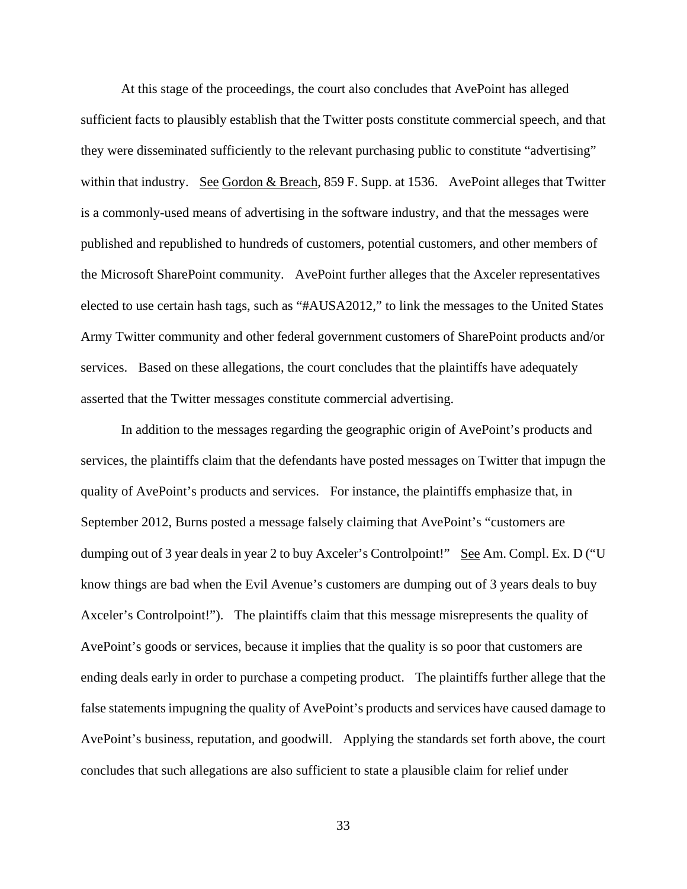At this stage of the proceedings, the court also concludes that AvePoint has alleged sufficient facts to plausibly establish that the Twitter posts constitute commercial speech, and that they were disseminated sufficiently to the relevant purchasing public to constitute "advertising" within that industry. See Gordon & Breach, 859 F. Supp. at 1536. AvePoint alleges that Twitter is a commonly-used means of advertising in the software industry, and that the messages were published and republished to hundreds of customers, potential customers, and other members of the Microsoft SharePoint community. AvePoint further alleges that the Axceler representatives elected to use certain hash tags, such as "#AUSA2012," to link the messages to the United States Army Twitter community and other federal government customers of SharePoint products and/or services. Based on these allegations, the court concludes that the plaintiffs have adequately asserted that the Twitter messages constitute commercial advertising.

In addition to the messages regarding the geographic origin of AvePoint's products and services, the plaintiffs claim that the defendants have posted messages on Twitter that impugn the quality of AvePoint's products and services. For instance, the plaintiffs emphasize that, in September 2012, Burns posted a message falsely claiming that AvePoint's "customers are dumping out of 3 year deals in year 2 to buy Axceler's Controlpoint!" See Am. Compl. Ex. D ("U know things are bad when the Evil Avenue's customers are dumping out of 3 years deals to buy Axceler's Controlpoint!"). The plaintiffs claim that this message misrepresents the quality of AvePoint's goods or services, because it implies that the quality is so poor that customers are ending deals early in order to purchase a competing product. The plaintiffs further allege that the false statements impugning the quality of AvePoint's products and services have caused damage to AvePoint's business, reputation, and goodwill. Applying the standards set forth above, the court concludes that such allegations are also sufficient to state a plausible claim for relief under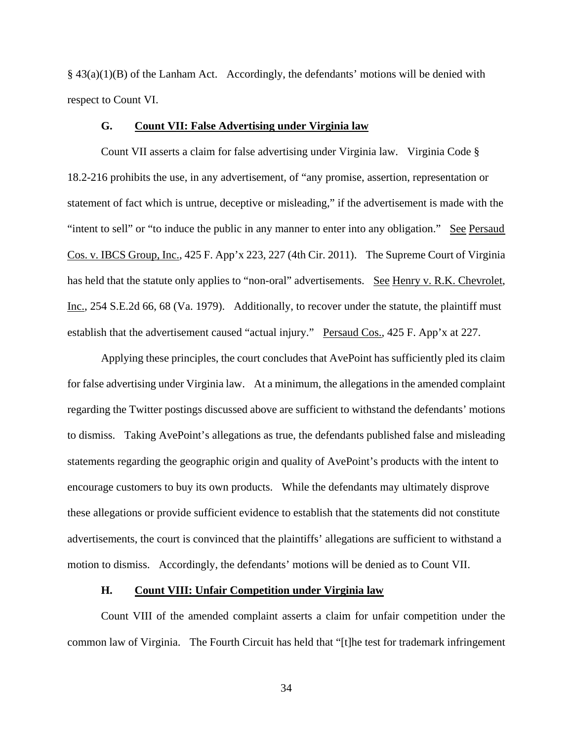§ 43(a)(1)(B) of the Lanham Act. Accordingly, the defendants' motions will be denied with respect to Count VI.

### G. Count VII: False Advertising under Virginia law

Count VII asserts a claim for false advertising under Virginia law. Virginia Code § 18.2-216 prohibits the use, in any advertisement, of "any promise, assertion, representation or statement of fact which is untrue, deceptive or misleading," if the advertisement is made with the "intent to sell" or "to induce the public in any manner to enter into any obligation." See Persaud Cos. v. IBCS Group, Inc., 425 F. App'x 223, 227 (4th Cir. 2011). The Supreme Court of Virginia has held that the statute only applies to "non-oral" advertisements. See Henry v. R.K. Chevrolet, Inc., 254 S.E.2d 66, 68 (Va. 1979). Additionally, to recover under the statute, the plaintiff must establish that the advertisement caused "actual injury." Persaud Cos., 425 F. App'x at 227.

Applying these principles, the court concludes that AvePoint has sufficiently pled its claim for false advertising under Virginia law. At a minimum, the allegations in the amended complaint regarding the Twitter postings discussed above are sufficient to withstand the defendants' motions to dismiss. Taking AvePoint's allegations as true, the defendants published false and misleading statements regarding the geographic origin and quality of AvePoint's products with the intent to encourage customers to buy its own products. While the defendants may ultimately disprove these allegations or provide sufficient evidence to establish that the statements did not constitute advertisements, the court is convinced that the plaintiffs' allegations are sufficient to withstand a motion to dismiss. Accordingly, the defendants' motions will be denied as to Count VII.

### H. Count VIII: Unfair Competition under Virginia law

Count VIII of the amended complaint asserts a claim for unfair competition under the common law of Virginia. The Fourth Circuit has held that "[t]he test for trademark infringement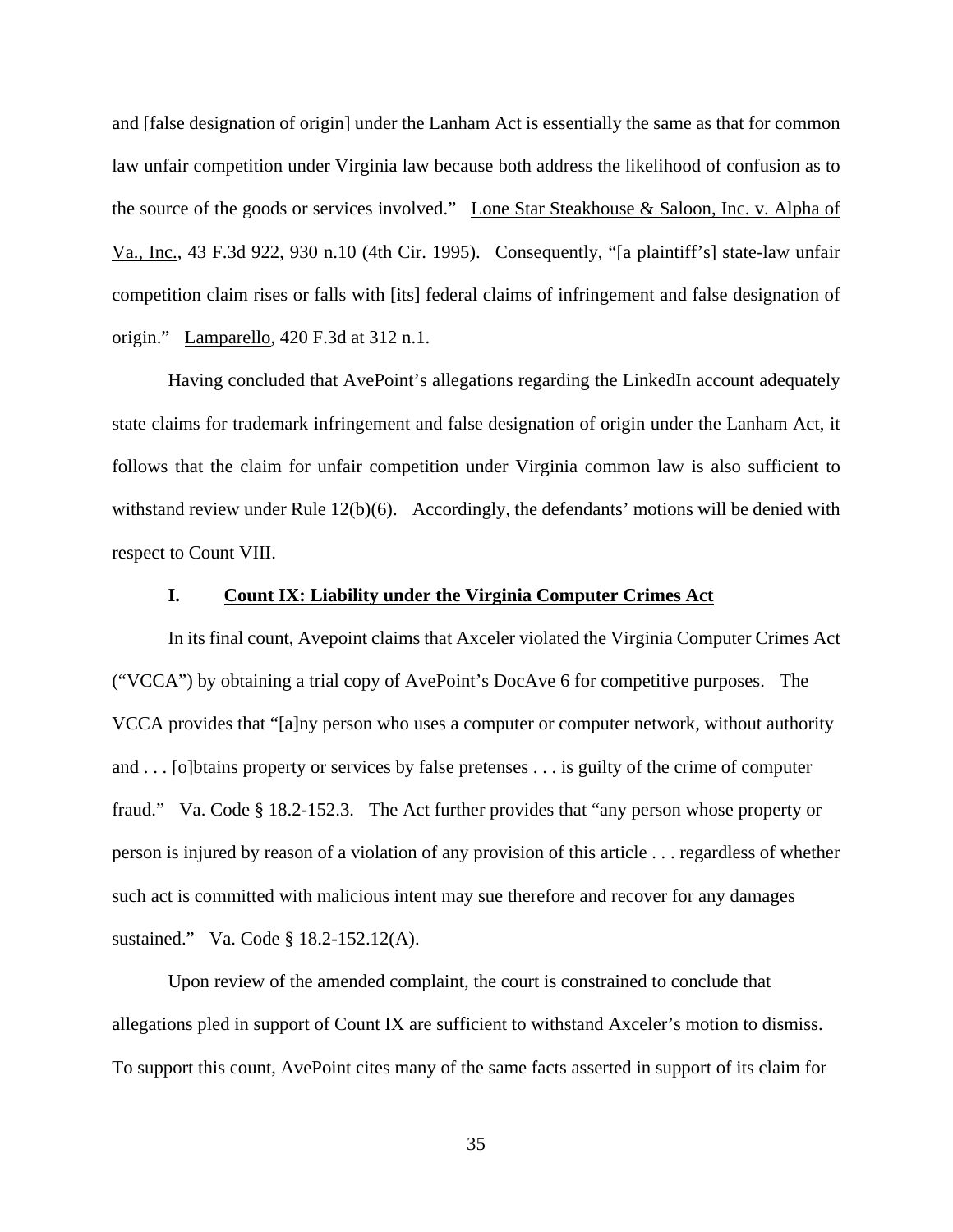and [false designation of origin] under the Lanham Act is essentially the same as that for common law unfair competition under Virginia law because both address the likelihood of confusion as to the source of the goods or services involved." Lone Star Steakhouse & Saloon, Inc. v. Alpha of Va., Inc., 43 F.3d 922, 930 n.10 (4th Cir. 1995). Consequently, "[a plaintiff's] state-law unfair competition claim rises or falls with [its] federal claims of infringement and false designation of origin." Lamparello, 420 F.3d at 312 n.1.

Having concluded that AvePoint's allegations regarding the LinkedIn account adequately state claims for trademark infringement and false designation of origin under the Lanham Act, it follows that the claim for unfair competition under Virginia common law is also sufficient to withstand review under Rule 12(b)(6). Accordingly, the defendants' motions will be denied with respect to Count VIII.

### I. Count IX: Liability under the Virginia Computer Crimes Act

In its final count, Avepoint claims that Axceler violated the Virginia Computer Crimes Act ("VCCA") by obtaining a trial copy of AvePoint's DocAve 6 for competitive purposes. The VCCA provides that "[a]ny person who uses a computer or computer network, without authority and . . . [o]btains property or services by false pretenses . . . is guilty of the crime of computer fraud." Va. Code § 18.2-152.3. The Act further provides that "any person whose property or person is injured by reason of a violation of any provision of this article . . . regardless of whether such act is committed with malicious intent may sue therefore and recover for any damages sustained." Va. Code § 18.2-152.12(A).

Upon review of the amended complaint, the court is constrained to conclude that allegations pled in support of Count IX are sufficient to withstand Axceler's motion to dismiss. To support this count, AvePoint cites many of the same facts asserted in support of its claim for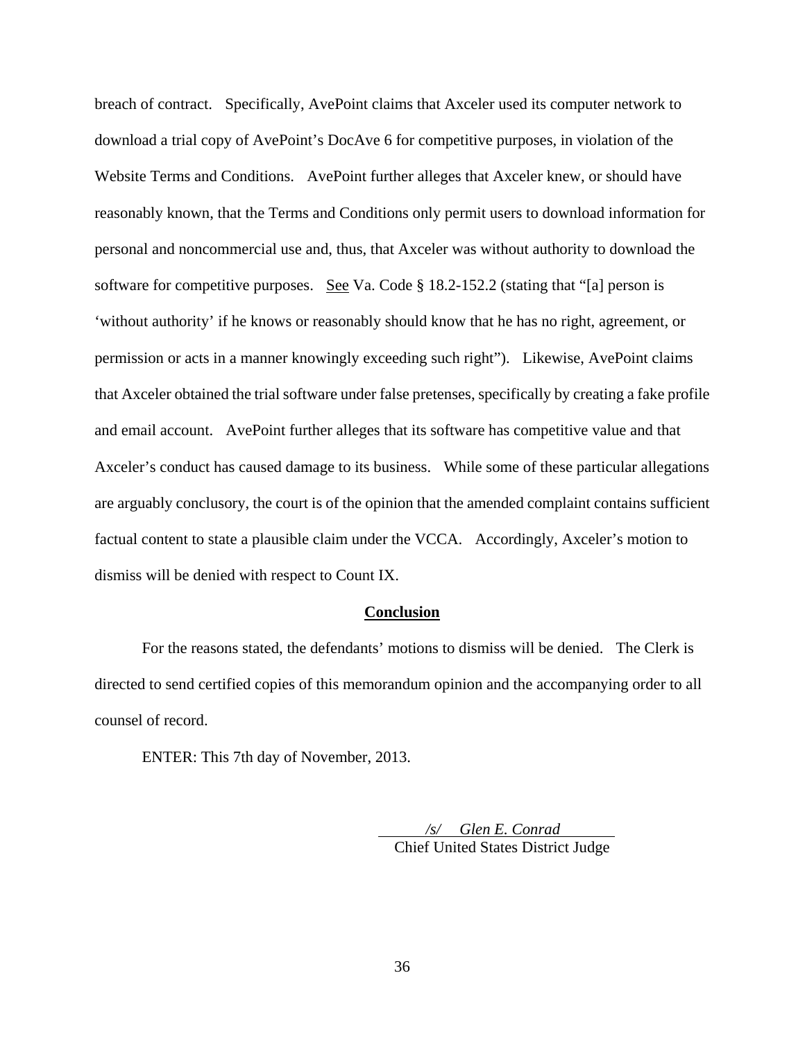breach of contract. Specifically, AvePoint claims that Axceler used its computer network to download a trial copy of AvePoint's DocAve 6 for competitive purposes, in violation of the Website Terms and Conditions. AvePoint further alleges that Axceler knew, or should have reasonably known, that the Terms and Conditions only permit users to download information for personal and noncommercial use and, thus, that Axceler was without authority to download the software for competitive purposes. See Va. Code § 18.2-152.2 (stating that "[a] person is 'without authority' if he knows or reasonably should know that he has no right, agreement, or permission or acts in a manner knowingly exceeding such right"). Likewise, AvePoint claims that Axceler obtained the trial software under false pretenses, specifically by creating a fake profile and email account. AvePoint further alleges that its software has competitive value and that Axceler's conduct has caused damage to its business. While some of these particular allegations are arguably conclusory, the court is of the opinion that the amended complaint contains sufficient factual content to state a plausible claim under the VCCA. Accordingly, Axceler's motion to dismiss will be denied with respect to Count IX.

## Conclusion

For the reasons stated, the defendants' motions to dismiss will be denied. The Clerk is directed to send certified copies of this memorandum opinion and the accompanying order to all counsel of record.

ENTER: This 7th day of November, 2013.

*/s/ Glen E. Conrad*
Chief United States District Judge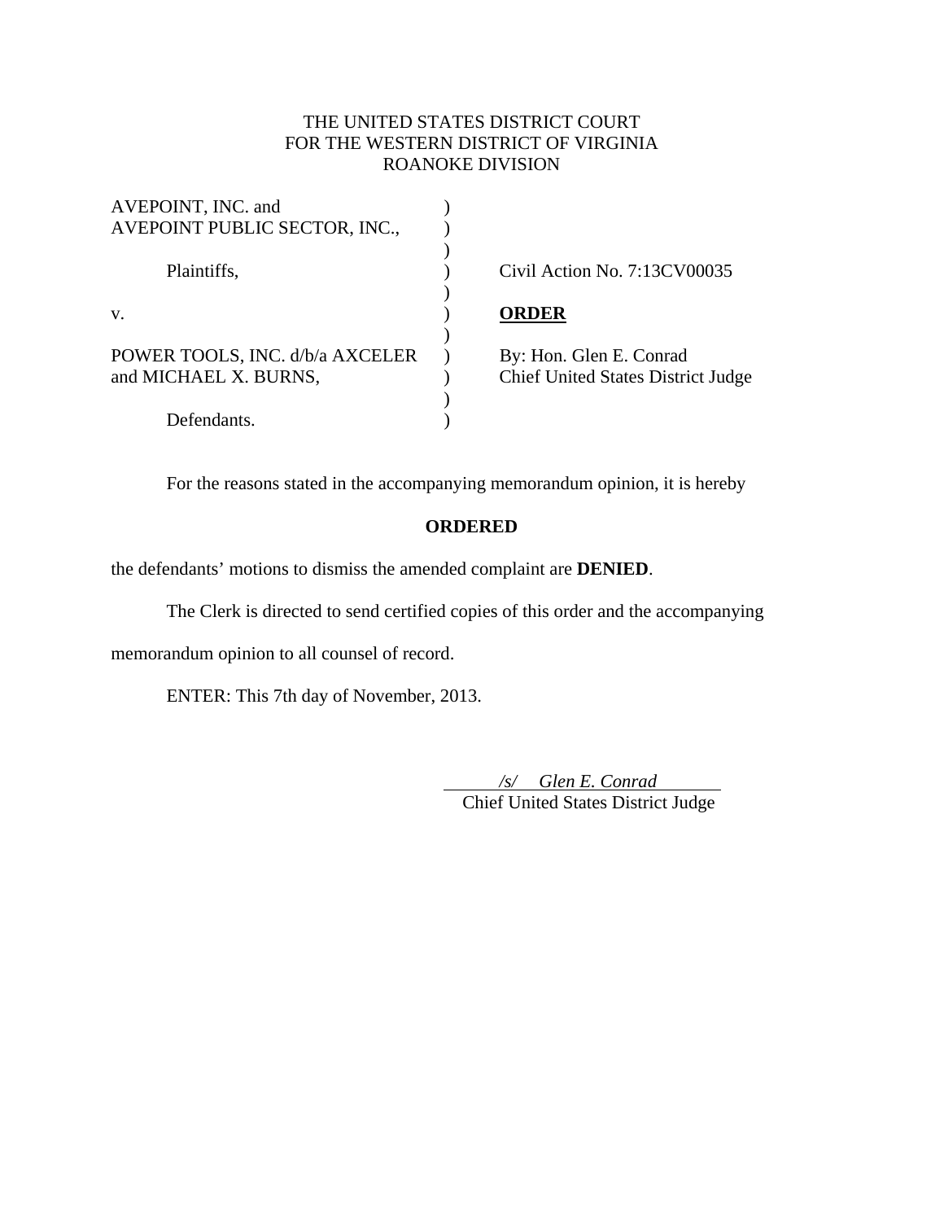THE UNITED STATES DISTRICT COURT
FOR THE WESTERN DISTRICT OF VIRGINIA
ROANOKE DIVISION

| | | |
|---|---|---|
| AVEPOINT, INC. and AVEPOINT PUBLIC SECTOR, INC., | ) | |
| Plaintiffs, | ) | Civil Action No. 7:13CV00035 |
| v. | ) | **ORDER** |
| POWER TOOLS, INC. d/b/a AXCELER and MICHAEL X. BURNS, | ) | By: Hon. Glen E. Conrad, Chief United States District Judge |
| Defendants. | ) | |

For the reasons stated in the accompanying memorandum opinion, it is hereby

**ORDERED**

the defendants' motions to dismiss the amended complaint are **DENIED**.

The Clerk is directed to send certified copies of this order and the accompanying memorandum opinion to all counsel of record.

ENTER: This 7th day of November, 2013.

*/s/ Glen E. Conrad*
Chief United States District Judge